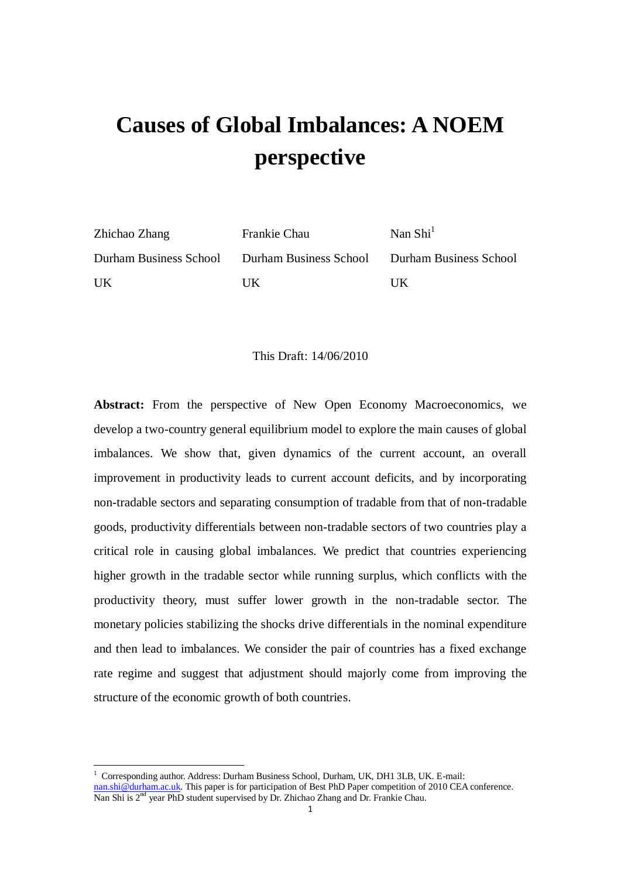# Causes of Global Imbalances: A NOEM perspective

| Zhichao Zhang | Frankie Chau | Nan Shi[1] |
|---|---|---|
| Durham Business School | Durham Business School | Durham Business School |
| UK | UK | UK |

This Draft: 14/06/2010

**Abstract:** From the perspective of New Open Economy Macroeconomics, we develop a two-country general equilibrium model to explore the main causes of global imbalances. We show that, given dynamics of the current account, an overall improvement in productivity leads to current account deficits, and by incorporating non-tradable sectors and separating consumption of tradable from that of non-tradable goods, productivity differentials between non-tradable sectors of two countries play a critical role in causing global imbalances. We predict that countries experiencing higher growth in the tradable sector while running surplus, which conflicts with the productivity theory, must suffer lower growth in the non-tradable sector. The monetary policies stabilizing the shocks drive differentials in the nominal expenditure and then lead to imbalances. We consider the pair of countries has a fixed exchange rate regime and suggest that adjustment should majorly come from improving the structure of the economic growth of both countries.

---

[1] Corresponding author. Address: Durham Business School, Durham, UK, DH1 3LB, UK. E-mail: nan.shi@durham.ac.uk. This paper is for participation of Best PhD Paper competition of 2010 CEA conference. Nan Shi is 2nd year PhD student supervised by Dr. Zhichao Zhang and Dr. Frankie Chau.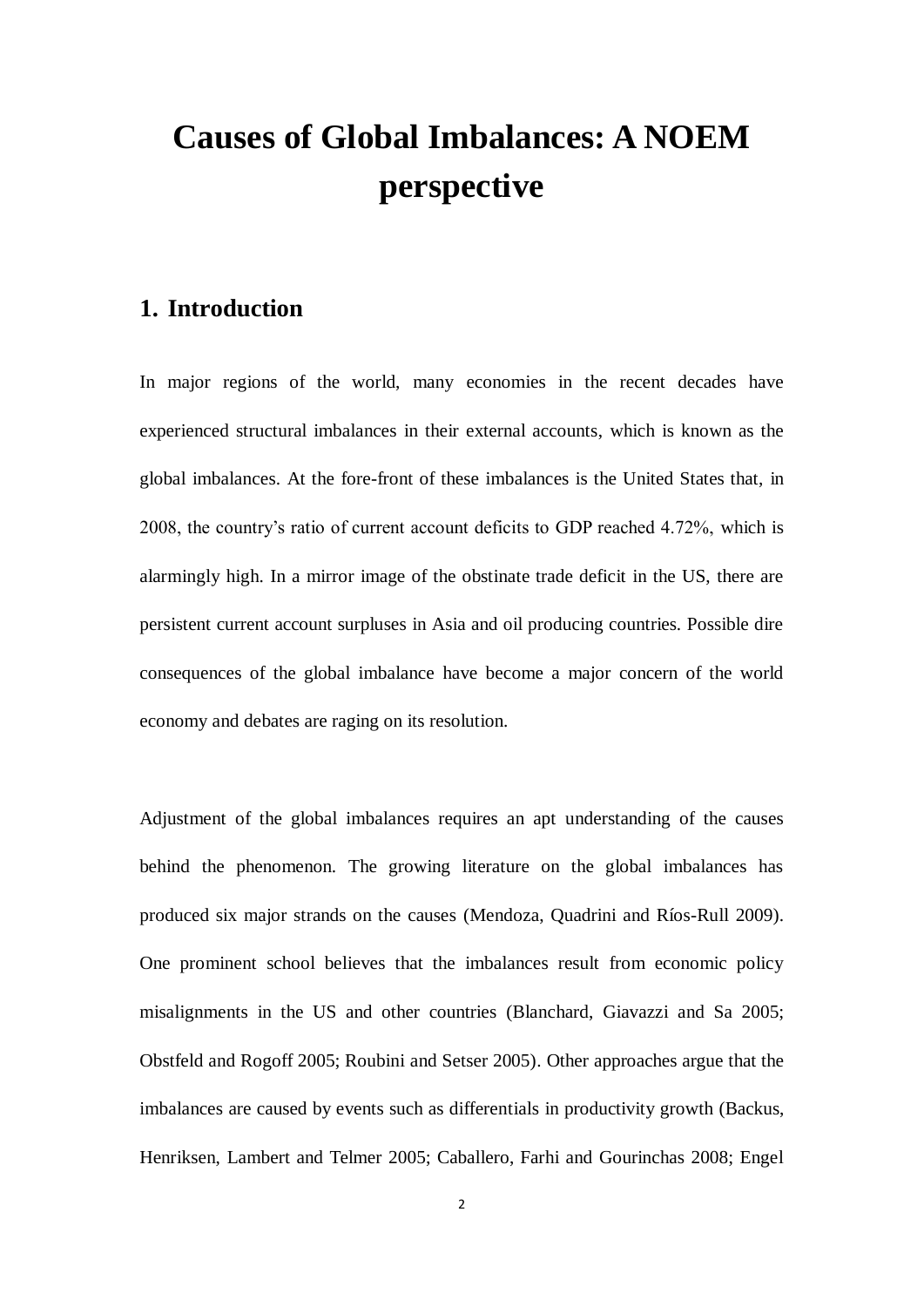# Causes of Global Imbalances: A NOEM perspective

## 1. Introduction

In major regions of the world, many economies in the recent decades have experienced structural imbalances in their external accounts, which is known as the global imbalances. At the fore-front of these imbalances is the United States that, in 2008, the country's ratio of current account deficits to GDP reached 4.72%, which is alarmingly high. In a mirror image of the obstinate trade deficit in the US, there are persistent current account surpluses in Asia and oil producing countries. Possible dire consequences of the global imbalance have become a major concern of the world economy and debates are raging on its resolution.

Adjustment of the global imbalances requires an apt understanding of the causes behind the phenomenon. The growing literature on the global imbalances has produced six major strands on the causes (Mendoza, Quadrini and Ríos-Rull 2009). One prominent school believes that the imbalances result from economic policy misalignments in the US and other countries (Blanchard, Giavazzi and Sa 2005; Obstfeld and Rogoff 2005; Roubini and Setser 2005). Other approaches argue that the imbalances are caused by events such as differentials in productivity growth (Backus, Henriksen, Lambert and Telmer 2005; Caballero, Farhi and Gourinchas 2008; Engel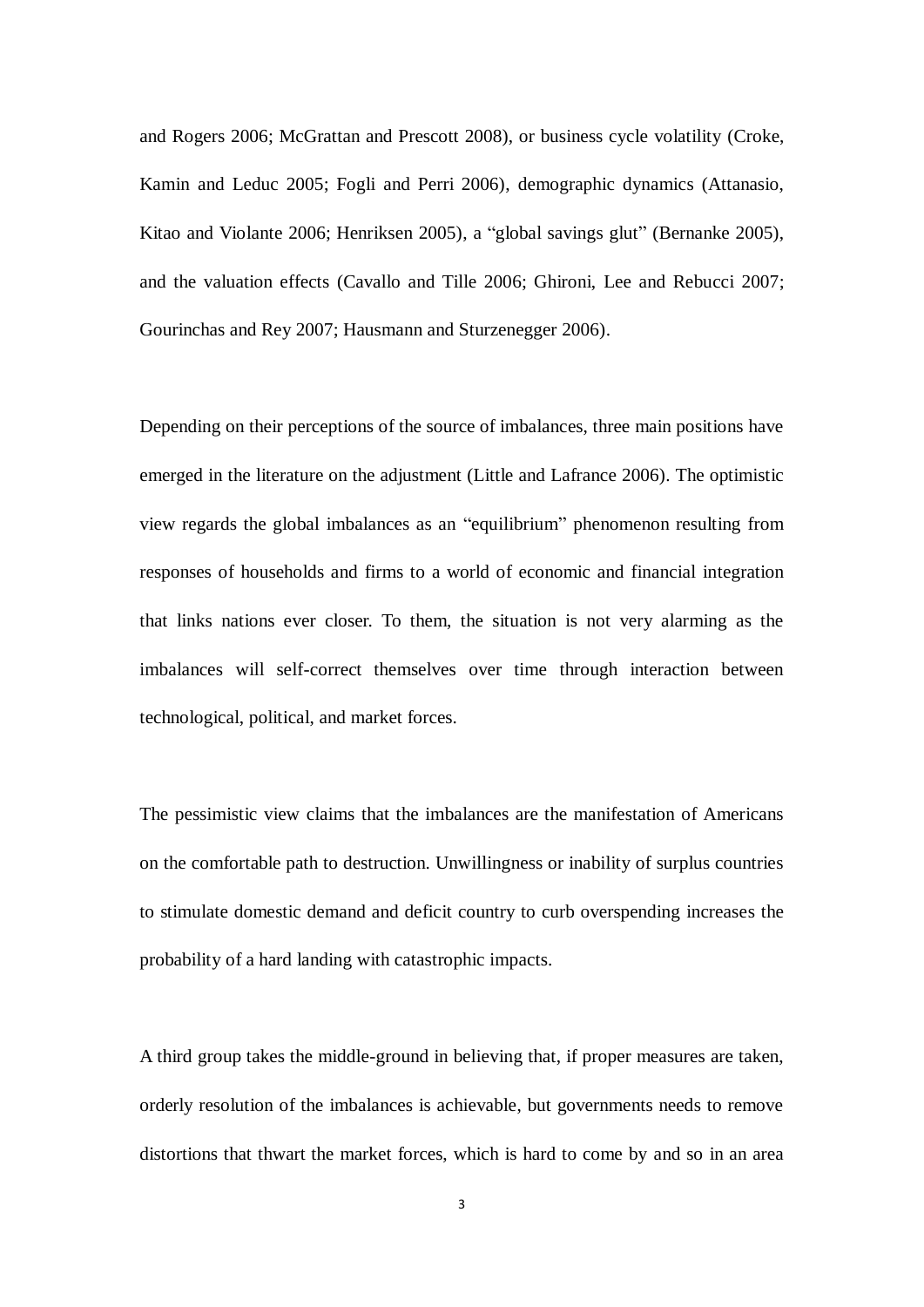and Rogers 2006; McGrattan and Prescott 2008), or business cycle volatility (Croke, Kamin and Leduc 2005; Fogli and Perri 2006), demographic dynamics (Attanasio, Kitao and Violante 2006; Henriksen 2005), a "global savings glut" (Bernanke 2005), and the valuation effects (Cavallo and Tille 2006; Ghironi, Lee and Rebucci 2007; Gourinchas and Rey 2007; Hausmann and Sturzenegger 2006).

Depending on their perceptions of the source of imbalances, three main positions have emerged in the literature on the adjustment (Little and Lafrance 2006). The optimistic view regards the global imbalances as an "equilibrium" phenomenon resulting from responses of households and firms to a world of economic and financial integration that links nations ever closer. To them, the situation is not very alarming as the imbalances will self-correct themselves over time through interaction between technological, political, and market forces.

The pessimistic view claims that the imbalances are the manifestation of Americans on the comfortable path to destruction. Unwillingness or inability of surplus countries to stimulate domestic demand and deficit country to curb overspending increases the probability of a hard landing with catastrophic impacts.

A third group takes the middle-ground in believing that, if proper measures are taken, orderly resolution of the imbalances is achievable, but governments needs to remove distortions that thwart the market forces, which is hard to come by and so in an area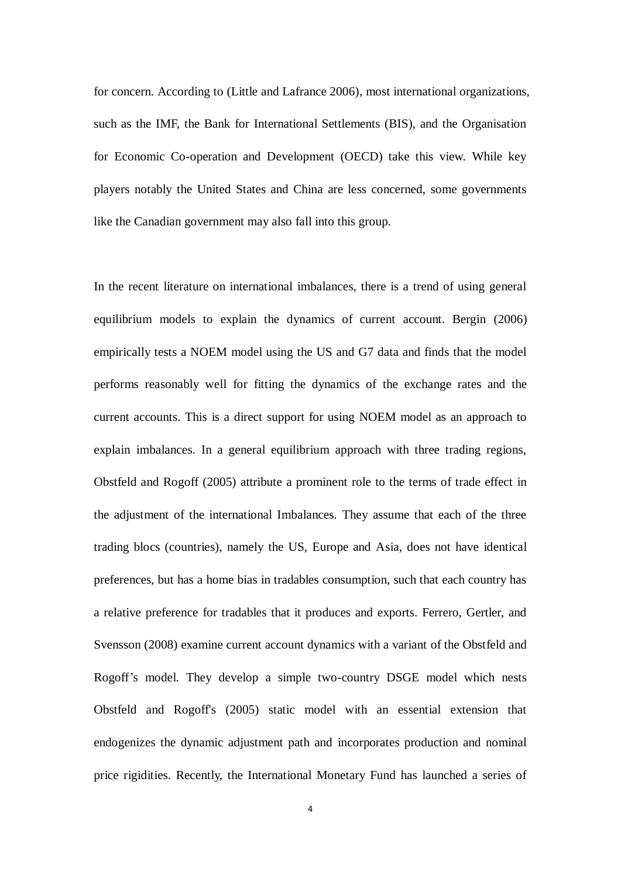for concern. According to (Little and Lafrance 2006), most international organizations, such as the IMF, the Bank for International Settlements (BIS), and the Organisation for Economic Co-operation and Development (OECD) take this view. While key players notably the United States and China are less concerned, some governments like the Canadian government may also fall into this group.

In the recent literature on international imbalances, there is a trend of using general equilibrium models to explain the dynamics of current account. Bergin (2006) empirically tests a NOEM model using the US and G7 data and finds that the model performs reasonably well for fitting the dynamics of the exchange rates and the current accounts. This is a direct support for using NOEM model as an approach to explain imbalances. In a general equilibrium approach with three trading regions, Obstfeld and Rogoff (2005) attribute a prominent role to the terms of trade effect in the adjustment of the international Imbalances. They assume that each of the three trading blocs (countries), namely the US, Europe and Asia, does not have identical preferences, but has a home bias in tradables consumption, such that each country has a relative preference for tradables that it produces and exports. Ferrero, Gertler, and Svensson (2008) examine current account dynamics with a variant of the Obstfeld and Rogoff's model. They develop a simple two-country DSGE model which nests Obstfeld and Rogoff's (2005) static model with an essential extension that endogenizes the dynamic adjustment path and incorporates production and nominal price rigidities. Recently, the International Monetary Fund has launched a series of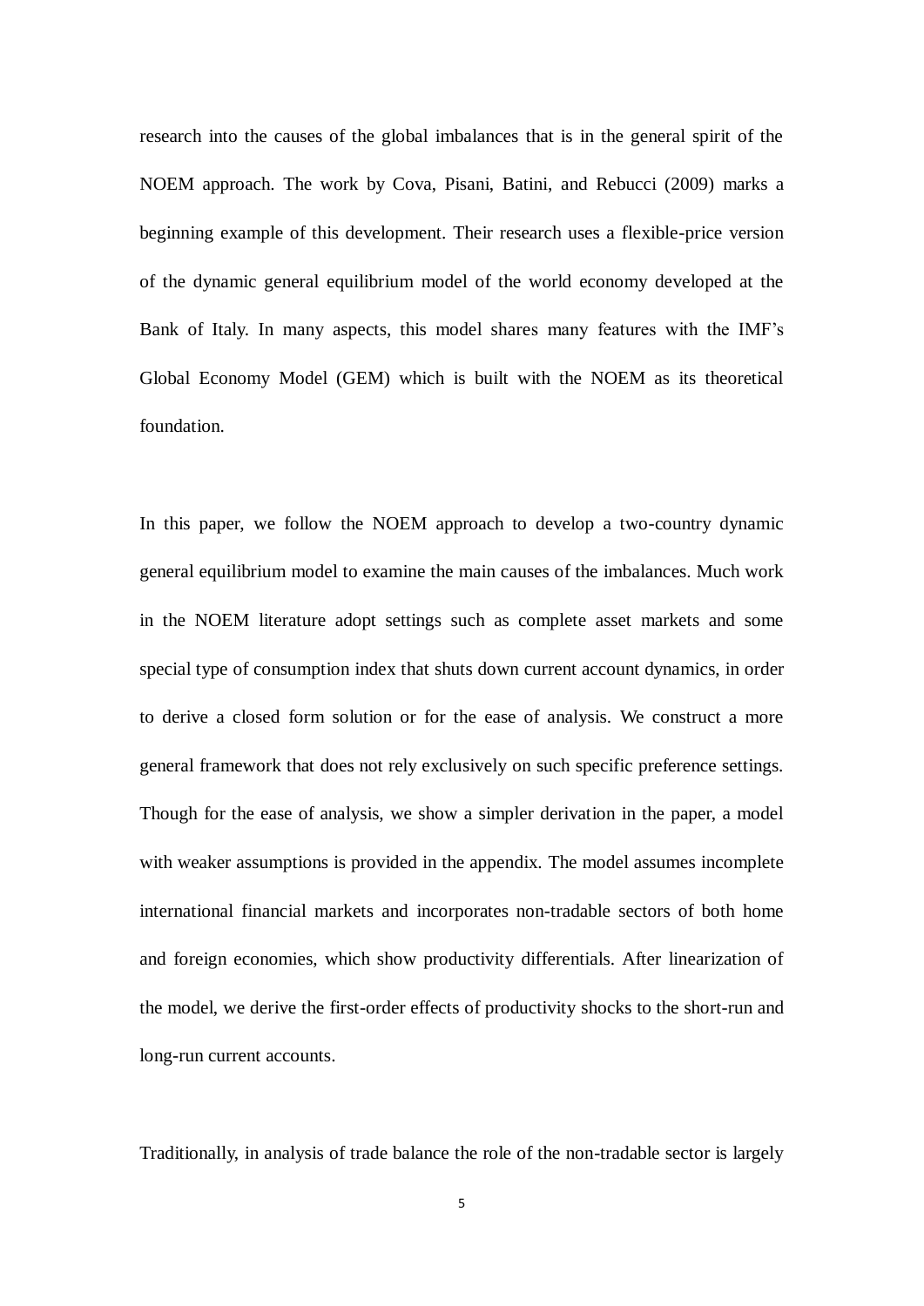research into the causes of the global imbalances that is in the general spirit of the NOEM approach. The work by Cova, Pisani, Batini, and Rebucci (2009) marks a beginning example of this development. Their research uses a flexible-price version of the dynamic general equilibrium model of the world economy developed at the Bank of Italy. In many aspects, this model shares many features with the IMF's Global Economy Model (GEM) which is built with the NOEM as its theoretical foundation.

In this paper, we follow the NOEM approach to develop a two-country dynamic general equilibrium model to examine the main causes of the imbalances. Much work in the NOEM literature adopt settings such as complete asset markets and some special type of consumption index that shuts down current account dynamics, in order to derive a closed form solution or for the ease of analysis. We construct a more general framework that does not rely exclusively on such specific preference settings. Though for the ease of analysis, we show a simpler derivation in the paper, a model with weaker assumptions is provided in the appendix. The model assumes incomplete international financial markets and incorporates non-tradable sectors of both home and foreign economies, which show productivity differentials. After linearization of the model, we derive the first-order effects of productivity shocks to the short-run and long-run current accounts.

Traditionally, in analysis of trade balance the role of the non-tradable sector is largely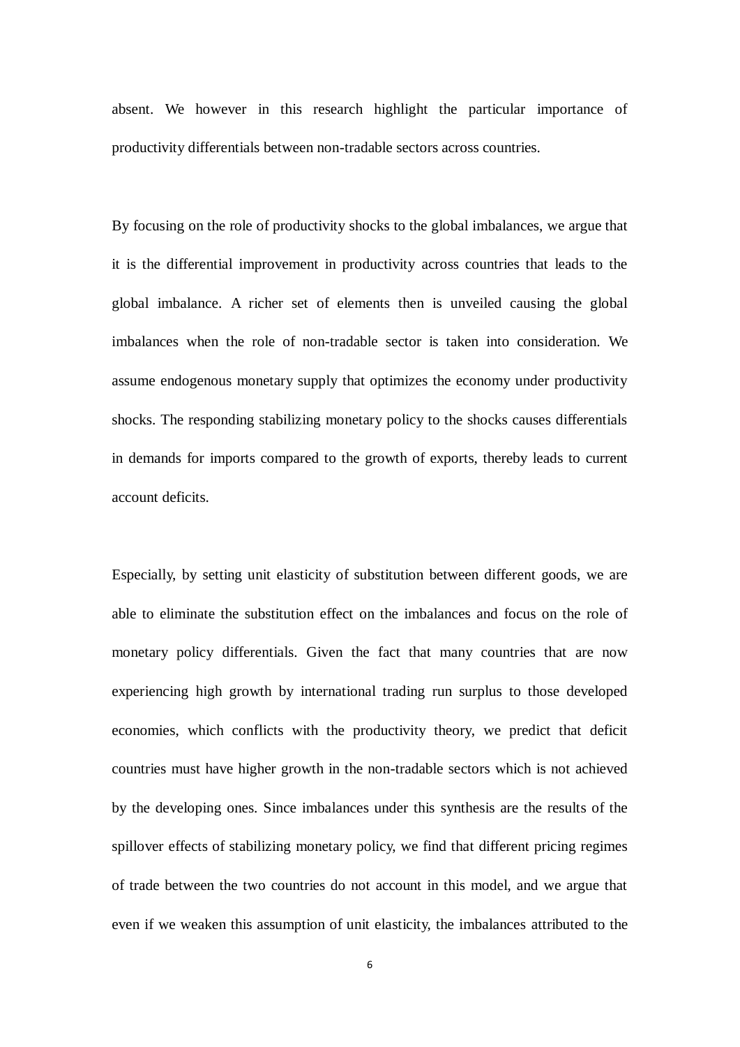absent. We however in this research highlight the particular importance of productivity differentials between non-tradable sectors across countries.

By focusing on the role of productivity shocks to the global imbalances, we argue that it is the differential improvement in productivity across countries that leads to the global imbalance. A richer set of elements then is unveiled causing the global imbalances when the role of non-tradable sector is taken into consideration. We assume endogenous monetary supply that optimizes the economy under productivity shocks. The responding stabilizing monetary policy to the shocks causes differentials in demands for imports compared to the growth of exports, thereby leads to current account deficits.

Especially, by setting unit elasticity of substitution between different goods, we are able to eliminate the substitution effect on the imbalances and focus on the role of monetary policy differentials. Given the fact that many countries that are now experiencing high growth by international trading run surplus to those developed economies, which conflicts with the productivity theory, we predict that deficit countries must have higher growth in the non-tradable sectors which is not achieved by the developing ones. Since imbalances under this synthesis are the results of the spillover effects of stabilizing monetary policy, we find that different pricing regimes of trade between the two countries do not account in this model, and we argue that even if we weaken this assumption of unit elasticity, the imbalances attributed to the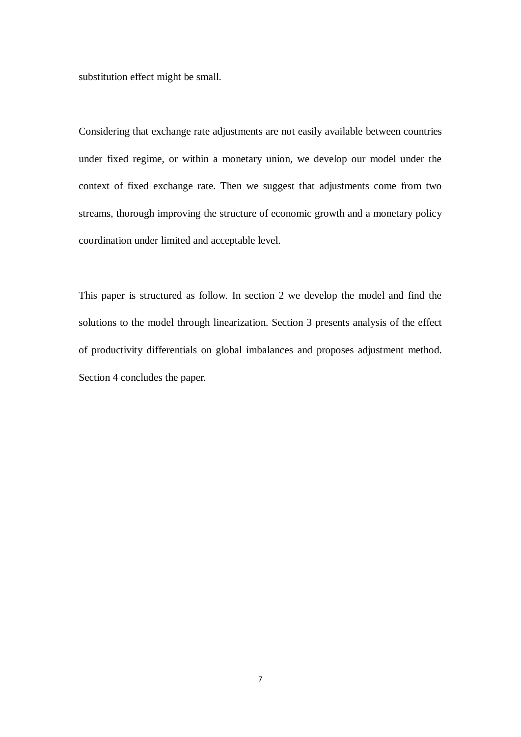substitution effect might be small.

Considering that exchange rate adjustments are not easily available between countries under fixed regime, or within a monetary union, we develop our model under the context of fixed exchange rate. Then we suggest that adjustments come from two streams, thorough improving the structure of economic growth and a monetary policy coordination under limited and acceptable level.

This paper is structured as follow. In section 2 we develop the model and find the solutions to the model through linearization. Section 3 presents analysis of the effect of productivity differentials on global imbalances and proposes adjustment method. Section 4 concludes the paper.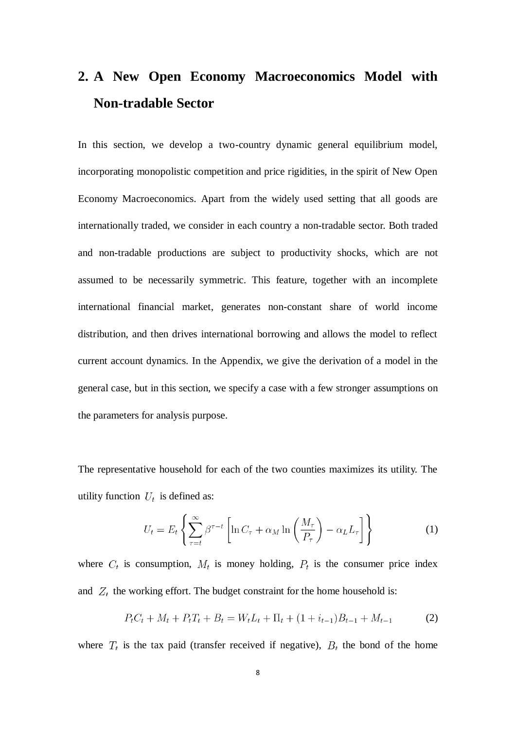## 2. A New Open Economy Macroeconomics Model with Non-tradable Sector

In this section, we develop a two-country dynamic general equilibrium model, incorporating monopolistic competition and price rigidities, in the spirit of New Open Economy Macroeconomics. Apart from the widely used setting that all goods are internationally traded, we consider in each country a non-tradable sector. Both traded and non-tradable productions are subject to productivity shocks, which are not assumed to be necessarily symmetric. This feature, together with an incomplete international financial market, generates non-constant share of world income distribution, and then drives international borrowing and allows the model to reflect current account dynamics. In the Appendix, we give the derivation of a model in the general case, but in this section, we specify a case with a few stronger assumptions on the parameters for analysis purpose.

The representative household for each of the two counties maximizes its utility. The utility function $U_t$ is defined as:

$$U_t = E_t \left\{ \sum_{\tau=t}^{\infty} \beta^{\tau-t} \left[ \ln C_\tau + \alpha_M \ln \left( \frac{M_\tau}{P_\tau} \right) - \alpha_L L_\tau \right] \right\} \tag{1}$$

where $C_t$ is consumption, $M_t$ is money holding, $P_t$ is the consumer price index and $Z_t$ the working effort. The budget constraint for the home household is:

$$P_t C_t + M_t + P_t T_t + B_t = W_t L_t + \Pi_t + (1 + i_{t-1}) B_{t-1} + M_{t-1} \tag{2}$$

where $T_t$ is the tax paid (transfer received if negative), $B_t$ the bond of the home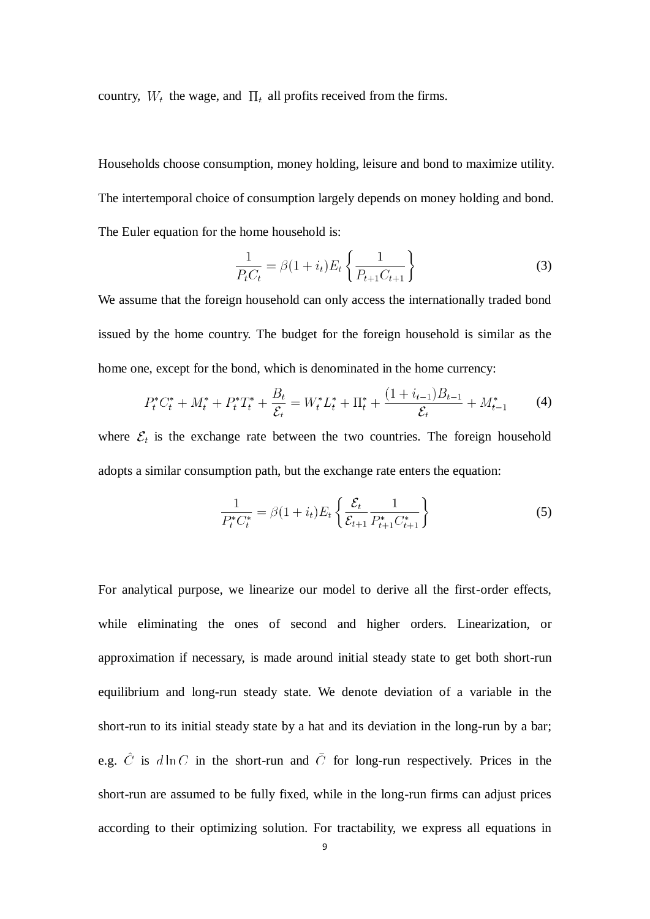country, $W_t$ the wage, and $\Pi_t$ all profits received from the firms.

Households choose consumption, money holding, leisure and bond to maximize utility. The intertemporal choice of consumption largely depends on money holding and bond. The Euler equation for the home household is:

$$\frac{1}{P_t C_t} = \beta(1+i_t) E_t \left\{ \frac{1}{P_{t+1} C_{t+1}} \right\} \tag{3}$$

We assume that the foreign household can only access the internationally traded bond issued by the home country. The budget for the foreign household is similar as the home one, except for the bond, which is denominated in the home currency:

$$P_t^* C_t^* + M_t^* + P_t^* T_t^* + \frac{B_t}{\mathcal{E}_t} = W_t^* L_t^* + \Pi_t^* + \frac{(1+i_{t-1}) B_{t-1}}{\mathcal{E}_t} + M_{t-1}^* \tag{4}$$

where $\mathcal{E}_t$ is the exchange rate between the two countries. The foreign household adopts a similar consumption path, but the exchange rate enters the equation:

$$\frac{1}{P_t^* C_t^*} = \beta(1+i_t) E_t \left\{ \frac{\mathcal{E}_t}{\mathcal{E}_{t+1}} \frac{1}{P_{t+1}^* C_{t+1}^*} \right\} \tag{5}$$

For analytical purpose, we linearize our model to derive all the first-order effects, while eliminating the ones of second and higher orders. Linearization, or approximation if necessary, is made around initial steady state to get both short-run equilibrium and long-run steady state. We denote deviation of a variable in the short-run to its initial steady state by a hat and its deviation in the long-run by a bar; e.g. $\hat{C}$ is $d\ln C$ in the short-run and $\bar{C}$ for long-run respectively. Prices in the short-run are assumed to be fully fixed, while in the long-run firms can adjust prices according to their optimizing solution. For tractability, we express all equations in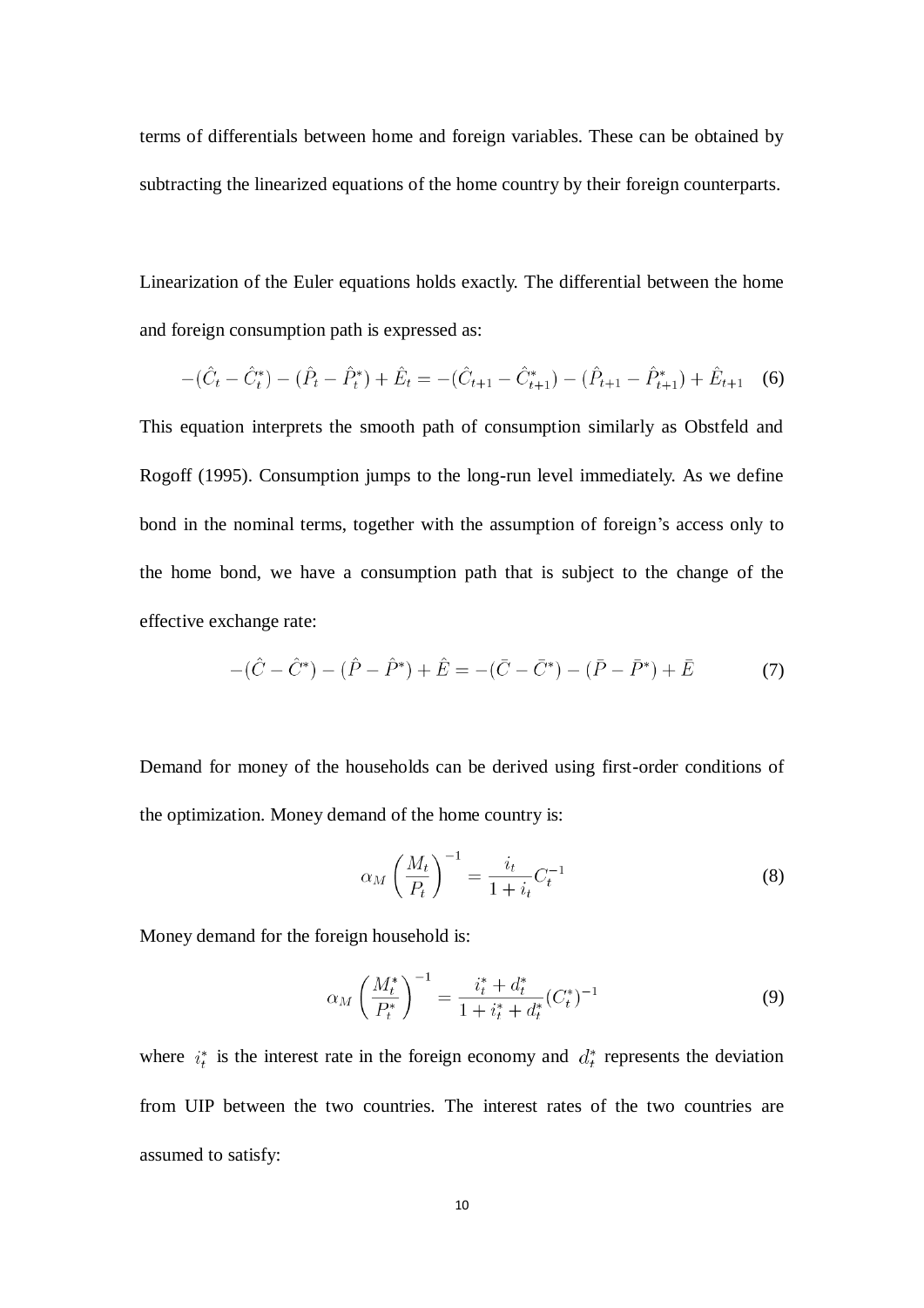terms of differentials between home and foreign variables. These can be obtained by subtracting the linearized equations of the home country by their foreign counterparts.

Linearization of the Euler equations holds exactly. The differential between the home and foreign consumption path is expressed as:

$$-(\hat{C}_t - \hat{C}_t^*) - (\hat{P}_t - \hat{P}_t^*) + \hat{E}_t = -(\hat{C}_{t+1} - \hat{C}_{t+1}^*) - (\hat{P}_{t+1} - \hat{P}_{t+1}^*) + \hat{E}_{t+1} \quad (6)$$

This equation interprets the smooth path of consumption similarly as Obstfeld and Rogoff (1995). Consumption jumps to the long-run level immediately. As we define bond in the nominal terms, together with the assumption of foreign's access only to the home bond, we have a consumption path that is subject to the change of the effective exchange rate:

$$-(\hat{C} - \hat{C}^*) - (\hat{P} - \hat{P}^*) + \hat{E} = -(\bar{C} - \bar{C}^*) - (\bar{P} - \bar{P}^*) + \bar{E} \quad (7)$$

Demand for money of the households can be derived using first-order conditions of the optimization. Money demand of the home country is:

$$\alpha_M \left(\frac{M_t}{P_t}\right)^{-1} = \frac{i_t}{1+i_t} C_t^{-1} \quad (8)$$

Money demand for the foreign household is:

$$\alpha_M \left(\frac{M_t^*}{P_t^*}\right)^{-1} = \frac{i_t^* + d_t^*}{1 + i_t^* + d_t^*} (C_t^*)^{-1} \quad (9)$$

where $i_t^*$ is the interest rate in the foreign economy and $d_t^*$ represents the deviation from UIP between the two countries. The interest rates of the two countries are assumed to satisfy: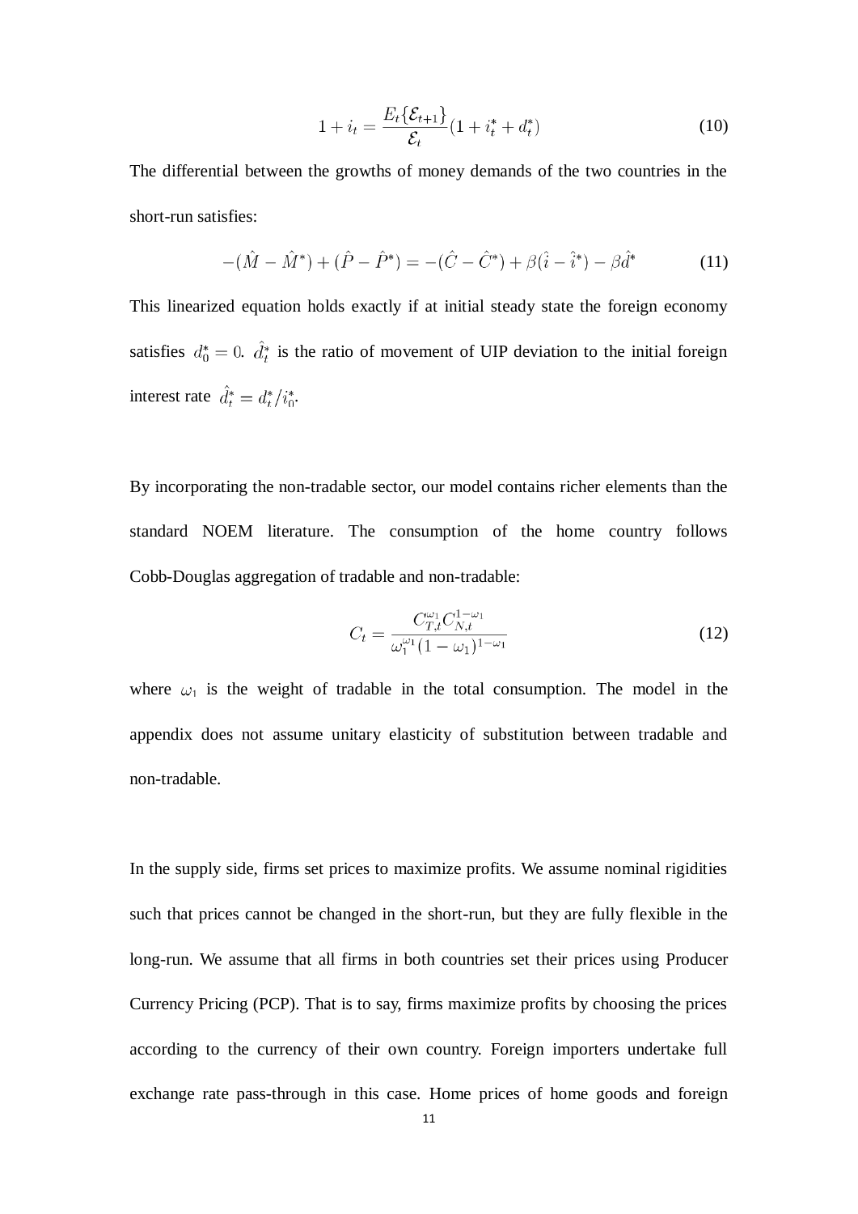$$1 + i_t = \frac{E_t\{\mathcal{E}_{t+1}\}}{\mathcal{E}_t}(1 + i_t^* + d_t^*) \tag{10}$$

The differential between the growths of money demands of the two countries in the short-run satisfies:

$$-(\hat{M} - \hat{M}^*) + (\hat{P} - \hat{P}^*) = -(\hat{C} - \hat{C}^*) + \beta(\hat{i} - \hat{i}^*) - \beta\hat{d}^* \tag{11}$$

This linearized equation holds exactly if at initial steady state the foreign economy satisfies $d_0^* = 0$. $\hat{d}_t^*$ is the ratio of movement of UIP deviation to the initial foreign interest rate $\hat{d}_t^* = d_t^*/i_0^*$.

By incorporating the non-tradable sector, our model contains richer elements than the standard NOEM literature. The consumption of the home country follows Cobb-Douglas aggregation of tradable and non-tradable:

$$C_t = \frac{C_{T,t}^{\omega_1} C_{N,t}^{1-\omega_1}}{\omega_1^{\omega_1}(1-\omega_1)^{1-\omega_1}} \tag{12}$$

where $\omega_1$ is the weight of tradable in the total consumption. The model in the appendix does not assume unitary elasticity of substitution between tradable and non-tradable.

In the supply side, firms set prices to maximize profits. We assume nominal rigidities such that prices cannot be changed in the short-run, but they are fully flexible in the long-run. We assume that all firms in both countries set their prices using Producer Currency Pricing (PCP). That is to say, firms maximize profits by choosing the prices according to the currency of their own country. Foreign importers undertake full exchange rate pass-through in this case. Home prices of home goods and foreign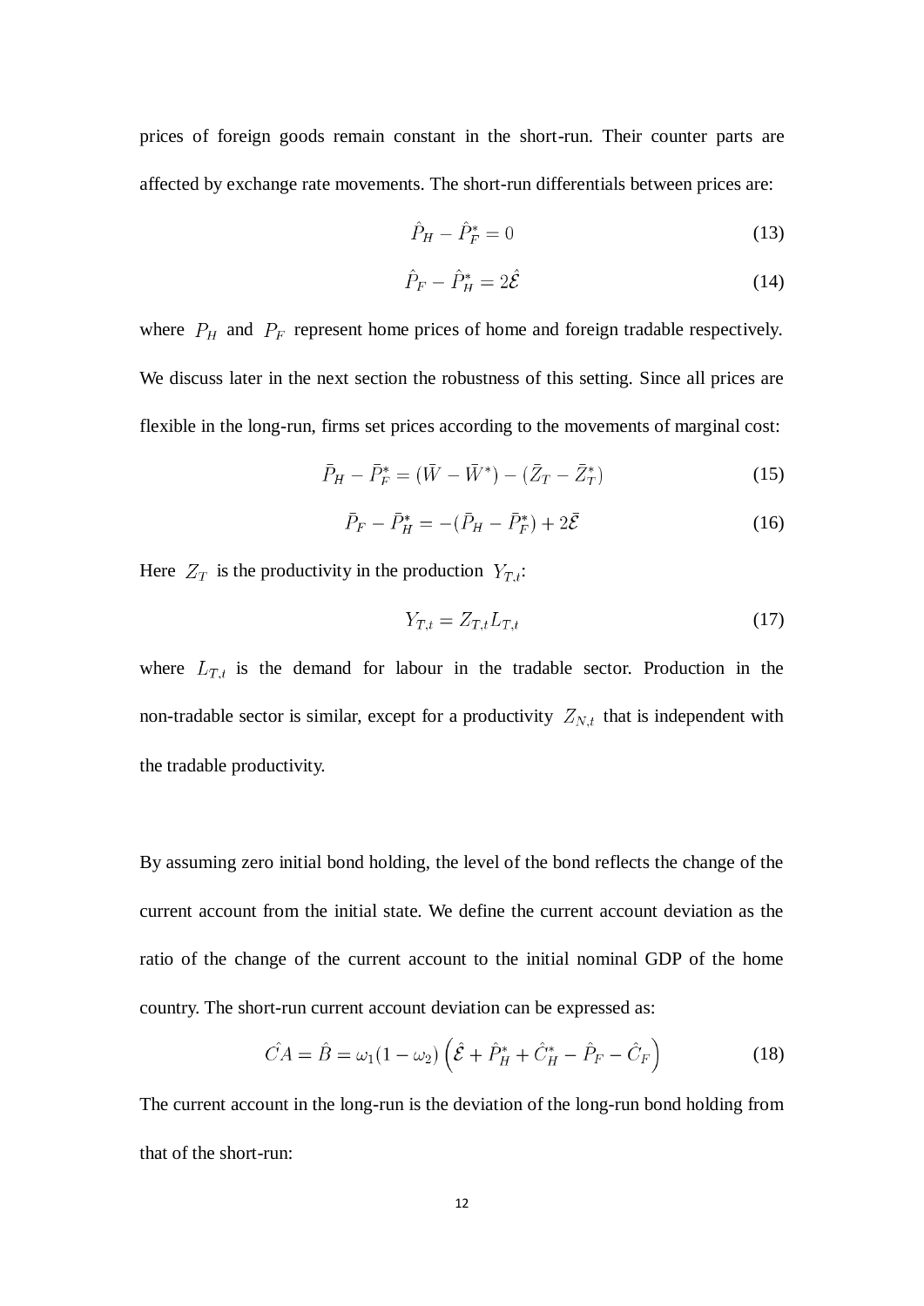prices of foreign goods remain constant in the short-run. Their counter parts are affected by exchange rate movements. The short-run differentials between prices are:

$$\hat{P}_H - \hat{P}_F^* = 0 \tag{13}$$

$$\hat{P}_F - \hat{P}_H^* = 2\hat{\mathcal{E}} \tag{14}$$

where $P_H$ and $P_F$ represent home prices of home and foreign tradable respectively. We discuss later in the next section the robustness of this setting. Since all prices are flexible in the long-run, firms set prices according to the movements of marginal cost:

$$\bar{P}_H - \bar{P}_F^* = (\bar{W} - \bar{W}^*) - (\bar{Z}_T - \bar{Z}_T^*) \tag{15}$$

$$\bar{P}_F - \bar{P}_H^* = -(\bar{P}_H - \bar{P}_F^*) + 2\bar{\mathcal{E}} \tag{16}$$

Here $Z_T$ is the productivity in the production $Y_{T,t}$:

$$Y_{T,t} = Z_{T,t} L_{T,t} \tag{17}$$

where $L_{T,t}$ is the demand for labour in the tradable sector. Production in the non-tradable sector is similar, except for a productivity $Z_{N,t}$ that is independent with the tradable productivity.

By assuming zero initial bond holding, the level of the bond reflects the change of the current account from the initial state. We define the current account deviation as the ratio of the change of the current account to the initial nominal GDP of the home country. The short-run current account deviation can be expressed as:

$$\hat{CA} = \hat{B} = \omega_1(1 - \omega_2)\left(\hat{\mathcal{E}} + \hat{P}_H^* + \hat{C}_H^* - \hat{P}_F - \hat{C}_F\right) \tag{18}$$

The current account in the long-run is the deviation of the long-run bond holding from that of the short-run: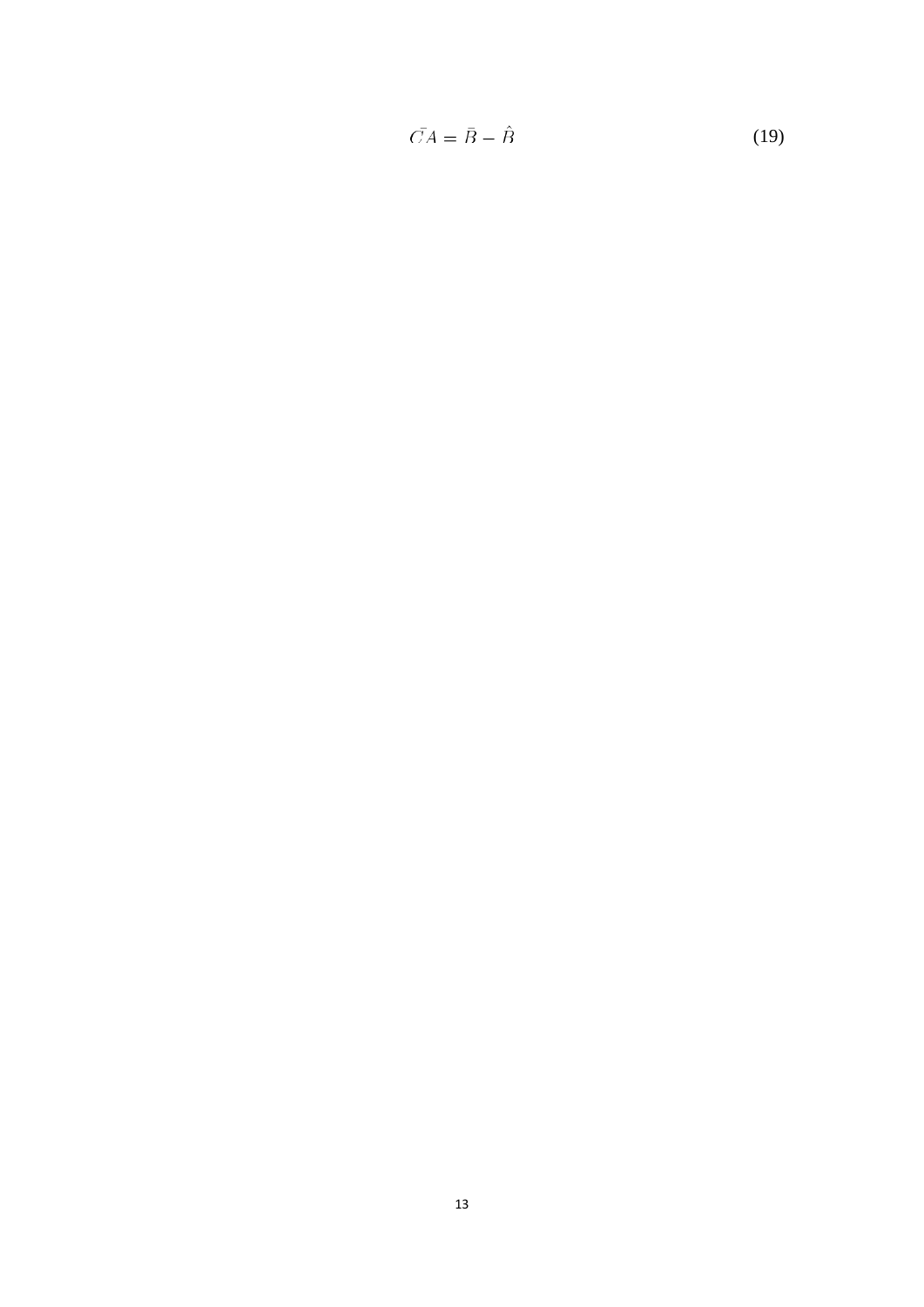$$\bar{C}A = \bar{B} - \hat{B} \tag{19}$$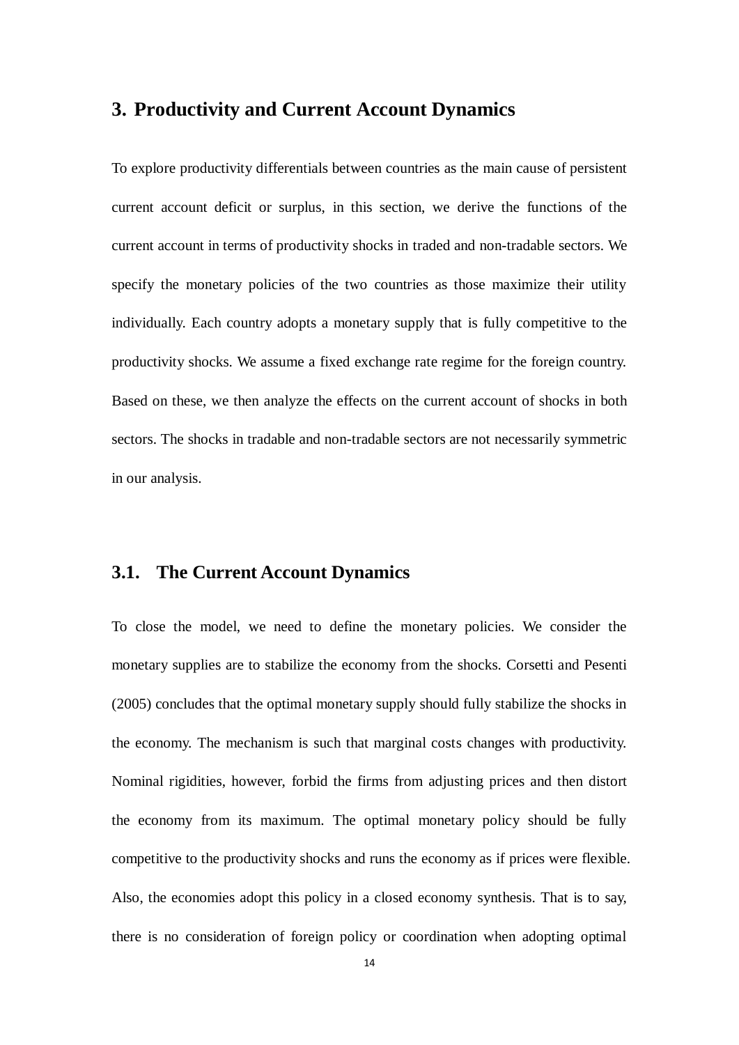# 3. Productivity and Current Account Dynamics

To explore productivity differentials between countries as the main cause of persistent current account deficit or surplus, in this section, we derive the functions of the current account in terms of productivity shocks in traded and non-tradable sectors. We specify the monetary policies of the two countries as those maximize their utility individually. Each country adopts a monetary supply that is fully competitive to the productivity shocks. We assume a fixed exchange rate regime for the foreign country. Based on these, we then analyze the effects on the current account of shocks in both sectors. The shocks in tradable and non-tradable sectors are not necessarily symmetric in our analysis.

## 3.1. The Current Account Dynamics

To close the model, we need to define the monetary policies. We consider the monetary supplies are to stabilize the economy from the shocks. Corsetti and Pesenti (2005) concludes that the optimal monetary supply should fully stabilize the shocks in the economy. The mechanism is such that marginal costs changes with productivity. Nominal rigidities, however, forbid the firms from adjusting prices and then distort the economy from its maximum. The optimal monetary policy should be fully competitive to the productivity shocks and runs the economy as if prices were flexible. Also, the economies adopt this policy in a closed economy synthesis. That is to say, there is no consideration of foreign policy or coordination when adopting optimal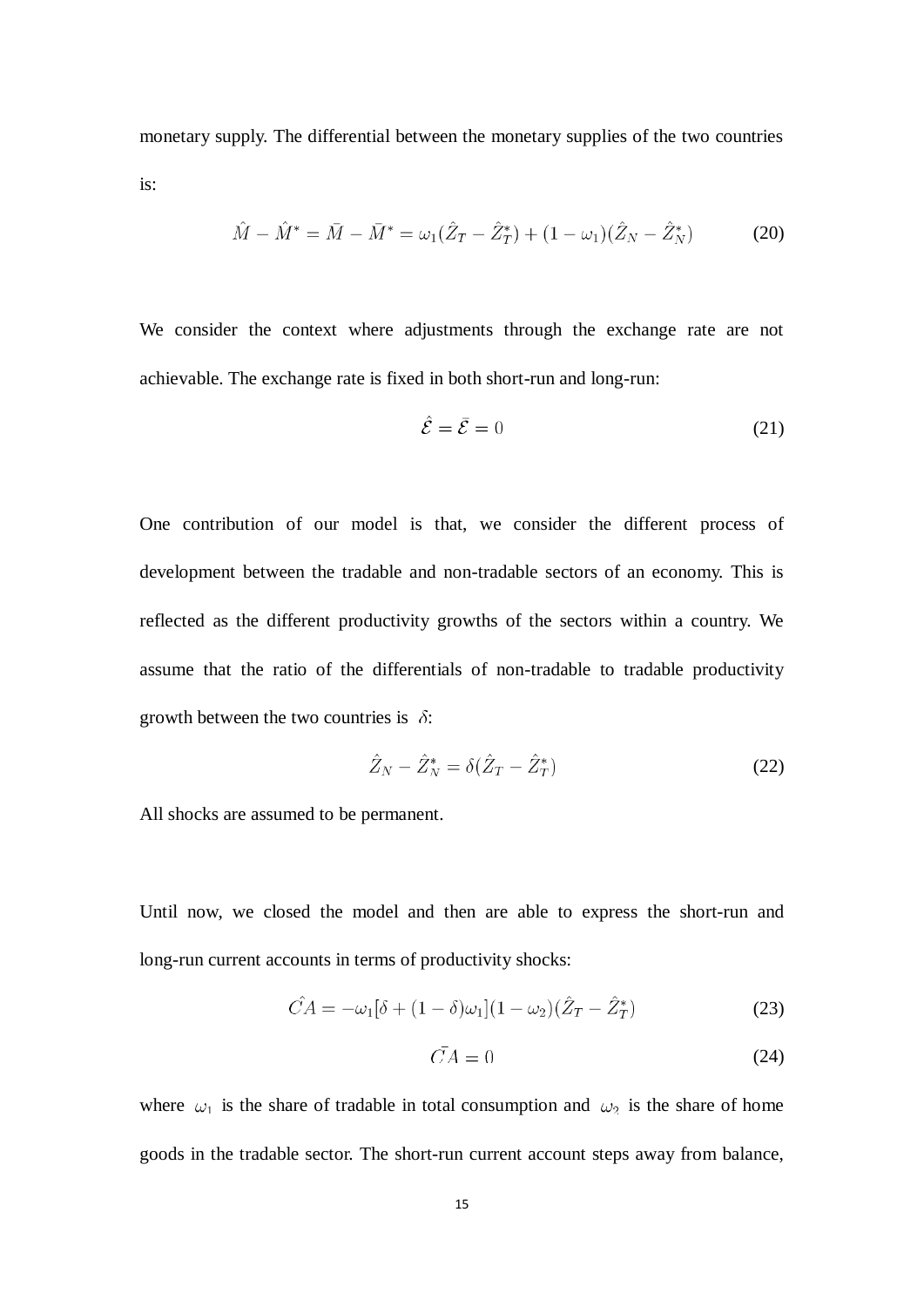monetary supply. The differential between the monetary supplies of the two countries is:

$$\hat{M} - \hat{M}^* = \bar{M} - \bar{M}^* = \omega_1(\hat{Z}_T - \hat{Z}_T^*) + (1 - \omega_1)(\hat{Z}_N - \hat{Z}_N^*) \tag{20}$$

We consider the context where adjustments through the exchange rate are not achievable. The exchange rate is fixed in both short-run and long-run:

$$\hat{\mathcal{E}} = \bar{\mathcal{E}} = 0 \tag{21}$$

One contribution of our model is that, we consider the different process of development between the tradable and non-tradable sectors of an economy. This is reflected as the different productivity growths of the sectors within a country. We assume that the ratio of the differentials of non-tradable to tradable productivity growth between the two countries is $\delta$:

$$\hat{Z}_N - \hat{Z}_N^* = \delta(\hat{Z}_T - \hat{Z}_T^*) \tag{22}$$

All shocks are assumed to be permanent.

Until now, we closed the model and then are able to express the short-run and long-run current accounts in terms of productivity shocks:

$$\hat{CA} = -\omega_1[\delta + (1 - \delta)\omega_1](1 - \omega_2)(\hat{Z}_T - \hat{Z}_T^*) \tag{23}$$

$$\bar{CA} = 0 \tag{24}$$

where $\omega_1$ is the share of tradable in total consumption and $\omega_2$ is the share of home goods in the tradable sector. The short-run current account steps away from balance,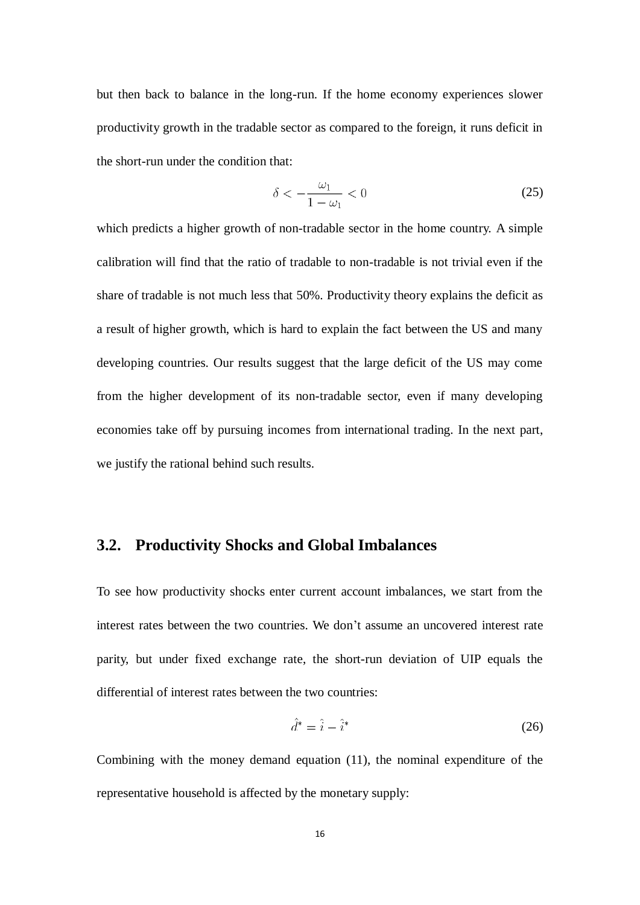but then back to balance in the long-run. If the home economy experiences slower productivity growth in the tradable sector as compared to the foreign, it runs deficit in the short-run under the condition that:

$$\delta < -\frac{\omega_1}{1-\omega_1} < 0 \tag{25}$$

which predicts a higher growth of non-tradable sector in the home country. A simple calibration will find that the ratio of tradable to non-tradable is not trivial even if the share of tradable is not much less that 50%. Productivity theory explains the deficit as a result of higher growth, which is hard to explain the fact between the US and many developing countries. Our results suggest that the large deficit of the US may come from the higher development of its non-tradable sector, even if many developing economies take off by pursuing incomes from international trading. In the next part, we justify the rational behind such results.

## 3.2. Productivity Shocks and Global Imbalances

To see how productivity shocks enter current account imbalances, we start from the interest rates between the two countries. We don't assume an uncovered interest rate parity, but under fixed exchange rate, the short-run deviation of UIP equals the differential of interest rates between the two countries:

$$\hat{d}^* = \hat{\imath} - \hat{\imath}^* \tag{26}$$

Combining with the money demand equation (11), the nominal expenditure of the representative household is affected by the monetary supply: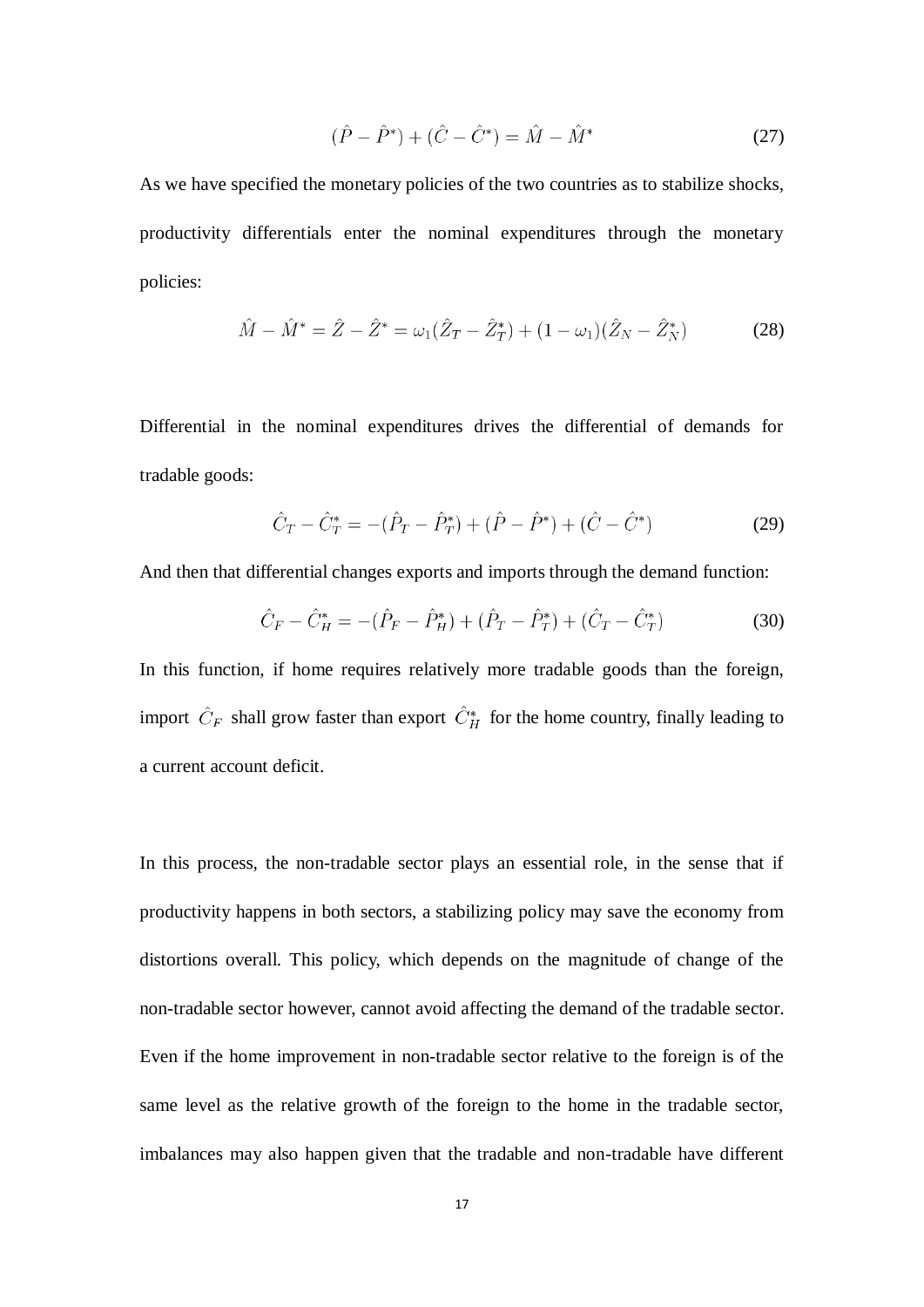$$(\hat{P} - \hat{P}^*) + (\hat{C} - \hat{C}^*) = \hat{M} - \hat{M}^* \tag{27}$$

As we have specified the monetary policies of the two countries as to stabilize shocks, productivity differentials enter the nominal expenditures through the monetary policies:

$$\hat{M} - \hat{M}^* = \hat{Z} - \hat{Z}^* = \omega_1(\hat{Z}_T - \hat{Z}_T^*) + (1 - \omega_1)(\hat{Z}_N - \hat{Z}_N^*) \tag{28}$$

Differential in the nominal expenditures drives the differential of demands for tradable goods:

$$\hat{C}_T - \hat{C}_T^* = -(\hat{P}_T - \hat{P}_T^*) + (\hat{P} - \hat{P}^*) + (\hat{C} - \hat{C}^*) \tag{29}$$

And then that differential changes exports and imports through the demand function:

$$\hat{C}_F - \hat{C}_H^* = -(\hat{P}_F - \hat{P}_H^*) + (\hat{P}_T - \hat{P}_T^*) + (\hat{C}_T - \hat{C}_T^*) \tag{30}$$

In this function, if home requires relatively more tradable goods than the foreign, import $\hat{C}_F$ shall grow faster than export $\hat{C}_H^*$ for the home country, finally leading to a current account deficit.

In this process, the non-tradable sector plays an essential role, in the sense that if productivity happens in both sectors, a stabilizing policy may save the economy from distortions overall. This policy, which depends on the magnitude of change of the non-tradable sector however, cannot avoid affecting the demand of the tradable sector. Even if the home improvement in non-tradable sector relative to the foreign is of the same level as the relative growth of the foreign to the home in the tradable sector, imbalances may also happen given that the tradable and non-tradable have different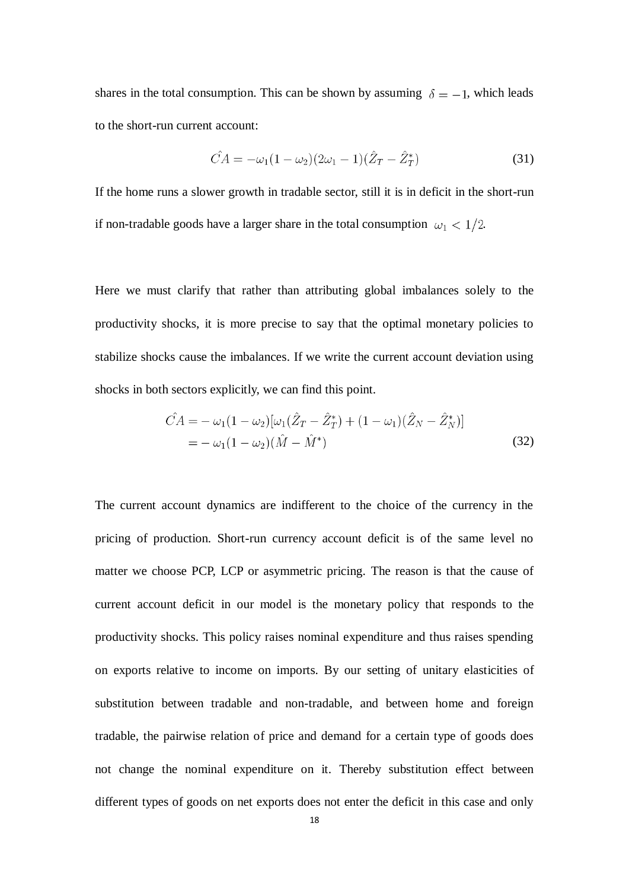shares in the total consumption. This can be shown by assuming $\delta = -1$, which leads to the short-run current account:

$$\hat{CA} = -\omega_1(1-\omega_2)(2\omega_1 - 1)(\hat{Z}_T - \hat{Z}_T^*) \tag{31}$$

If the home runs a slower growth in tradable sector, still it is in deficit in the short-run if non-tradable goods have a larger share in the total consumption $\omega_1 < 1/2$.

Here we must clarify that rather than attributing global imbalances solely to the productivity shocks, it is more precise to say that the optimal monetary policies to stabilize shocks cause the imbalances. If we write the current account deviation using shocks in both sectors explicitly, we can find this point.

$$\begin{aligned}\hat{CA} =& -\omega_1(1-\omega_2)[\omega_1(\hat{Z}_T - \hat{Z}_T^*) + (1-\omega_1)(\hat{Z}_N - \hat{Z}_N^*)] \\ =& -\omega_1(1-\omega_2)(\hat{M} - \hat{M}^*)\end{aligned} \tag{32}$$

The current account dynamics are indifferent to the choice of the currency in the pricing of production. Short-run currency account deficit is of the same level no matter we choose PCP, LCP or asymmetric pricing. The reason is that the cause of current account deficit in our model is the monetary policy that responds to the productivity shocks. This policy raises nominal expenditure and thus raises spending on exports relative to income on imports. By our setting of unitary elasticities of substitution between tradable and non-tradable, and between home and foreign tradable, the pairwise relation of price and demand for a certain type of goods does not change the nominal expenditure on it. Thereby substitution effect between different types of goods on net exports does not enter the deficit in this case and only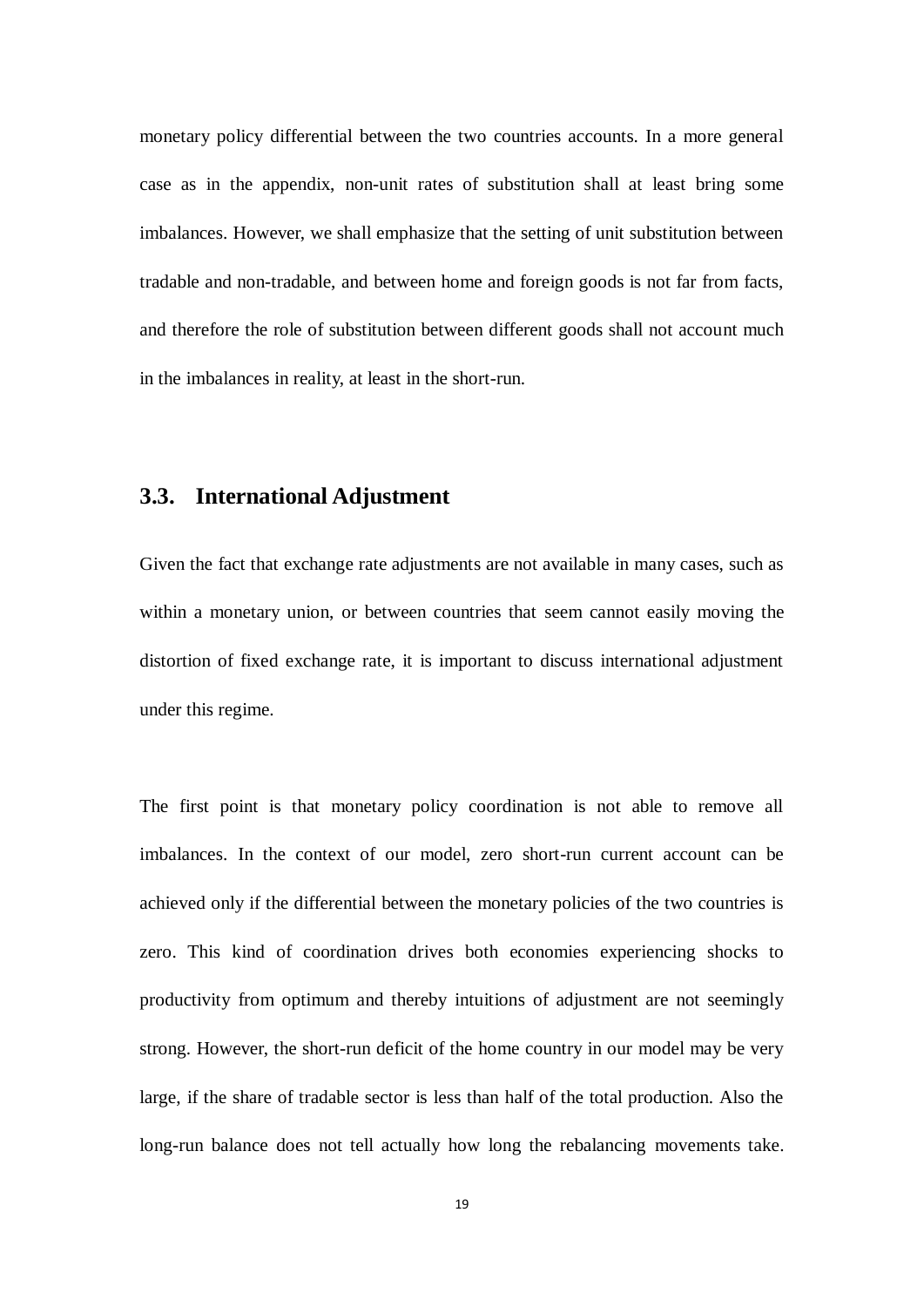monetary policy differential between the two countries accounts. In a more general case as in the appendix, non-unit rates of substitution shall at least bring some imbalances. However, we shall emphasize that the setting of unit substitution between tradable and non-tradable, and between home and foreign goods is not far from facts, and therefore the role of substitution between different goods shall not account much in the imbalances in reality, at least in the short-run.

## 3.3. International Adjustment

Given the fact that exchange rate adjustments are not available in many cases, such as within a monetary union, or between countries that seem cannot easily moving the distortion of fixed exchange rate, it is important to discuss international adjustment under this regime.

The first point is that monetary policy coordination is not able to remove all imbalances. In the context of our model, zero short-run current account can be achieved only if the differential between the monetary policies of the two countries is zero. This kind of coordination drives both economies experiencing shocks to productivity from optimum and thereby intuitions of adjustment are not seemingly strong. However, the short-run deficit of the home country in our model may be very large, if the share of tradable sector is less than half of the total production. Also the long-run balance does not tell actually how long the rebalancing movements take.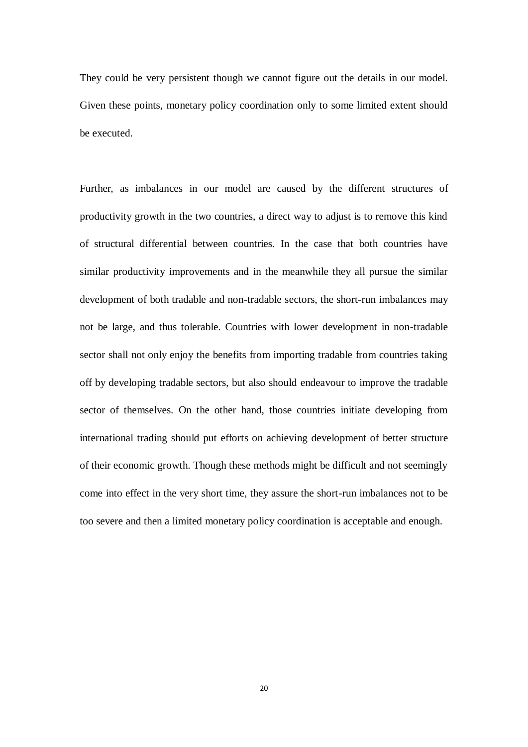They could be very persistent though we cannot figure out the details in our model. Given these points, monetary policy coordination only to some limited extent should be executed.

Further, as imbalances in our model are caused by the different structures of productivity growth in the two countries, a direct way to adjust is to remove this kind of structural differential between countries. In the case that both countries have similar productivity improvements and in the meanwhile they all pursue the similar development of both tradable and non-tradable sectors, the short-run imbalances may not be large, and thus tolerable. Countries with lower development in non-tradable sector shall not only enjoy the benefits from importing tradable from countries taking off by developing tradable sectors, but also should endeavour to improve the tradable sector of themselves. On the other hand, those countries initiate developing from international trading should put efforts on achieving development of better structure of their economic growth. Though these methods might be difficult and not seemingly come into effect in the very short time, they assure the short-run imbalances not to be too severe and then a limited monetary policy coordination is acceptable and enough.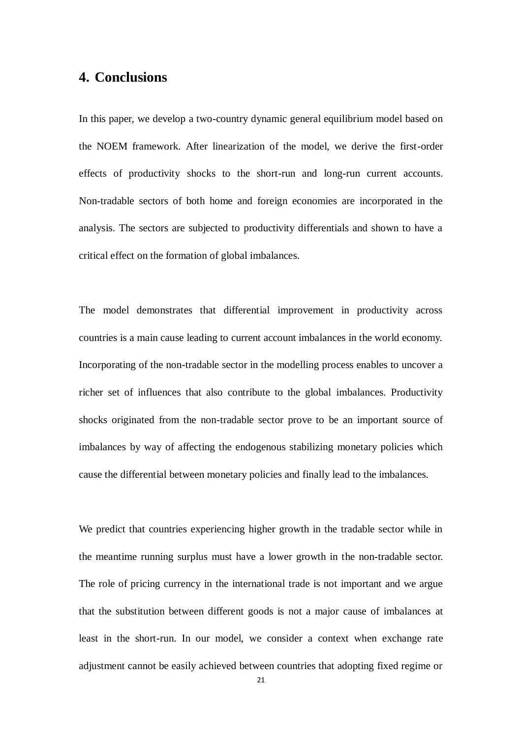## 4. Conclusions

In this paper, we develop a two-country dynamic general equilibrium model based on the NOEM framework. After linearization of the model, we derive the first-order effects of productivity shocks to the short-run and long-run current accounts. Non-tradable sectors of both home and foreign economies are incorporated in the analysis. The sectors are subjected to productivity differentials and shown to have a critical effect on the formation of global imbalances.

The model demonstrates that differential improvement in productivity across countries is a main cause leading to current account imbalances in the world economy. Incorporating of the non-tradable sector in the modelling process enables to uncover a richer set of influences that also contribute to the global imbalances. Productivity shocks originated from the non-tradable sector prove to be an important source of imbalances by way of affecting the endogenous stabilizing monetary policies which cause the differential between monetary policies and finally lead to the imbalances.

We predict that countries experiencing higher growth in the tradable sector while in the meantime running surplus must have a lower growth in the non-tradable sector. The role of pricing currency in the international trade is not important and we argue that the substitution between different goods is not a major cause of imbalances at least in the short-run. In our model, we consider a context when exchange rate adjustment cannot be easily achieved between countries that adopting fixed regime or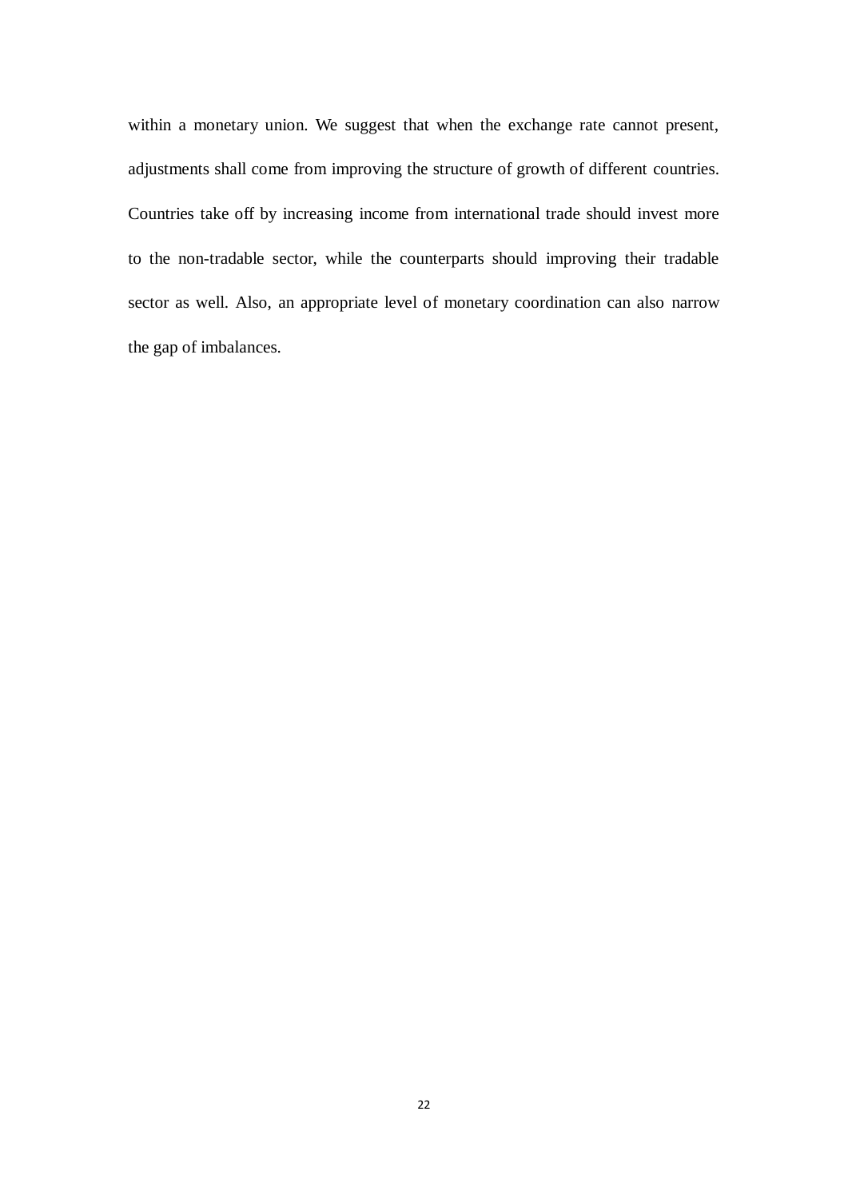within a monetary union. We suggest that when the exchange rate cannot present, adjustments shall come from improving the structure of growth of different countries. Countries take off by increasing income from international trade should invest more to the non-tradable sector, while the counterparts should improving their tradable sector as well. Also, an appropriate level of monetary coordination can also narrow the gap of imbalances.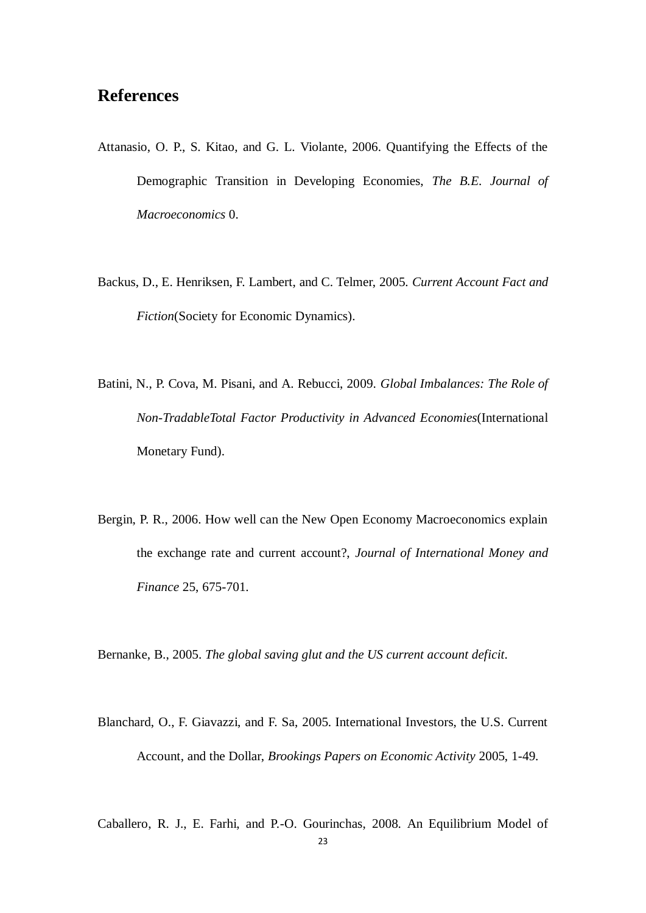## References

Attanasio, O. P., S. Kitao, and G. L. Violante, 2006. Quantifying the Effects of the Demographic Transition in Developing Economies, *The B.E. Journal of Macroeconomics* 0.

Backus, D., E. Henriksen, F. Lambert, and C. Telmer, 2005. *Current Account Fact and Fiction*(Society for Economic Dynamics).

Batini, N., P. Cova, M. Pisani, and A. Rebucci, 2009. *Global Imbalances: The Role of Non-TradableTotal Factor Productivity in Advanced Economies*(International Monetary Fund).

Bergin, P. R., 2006. How well can the New Open Economy Macroeconomics explain the exchange rate and current account?, *Journal of International Money and Finance* 25, 675-701.

Bernanke, B., 2005. *The global saving glut and the US current account deficit*.

Blanchard, O., F. Giavazzi, and F. Sa, 2005. International Investors, the U.S. Current Account, and the Dollar, *Brookings Papers on Economic Activity* 2005, 1-49.

Caballero, R. J., E. Farhi, and P.-O. Gourinchas, 2008. An Equilibrium Model of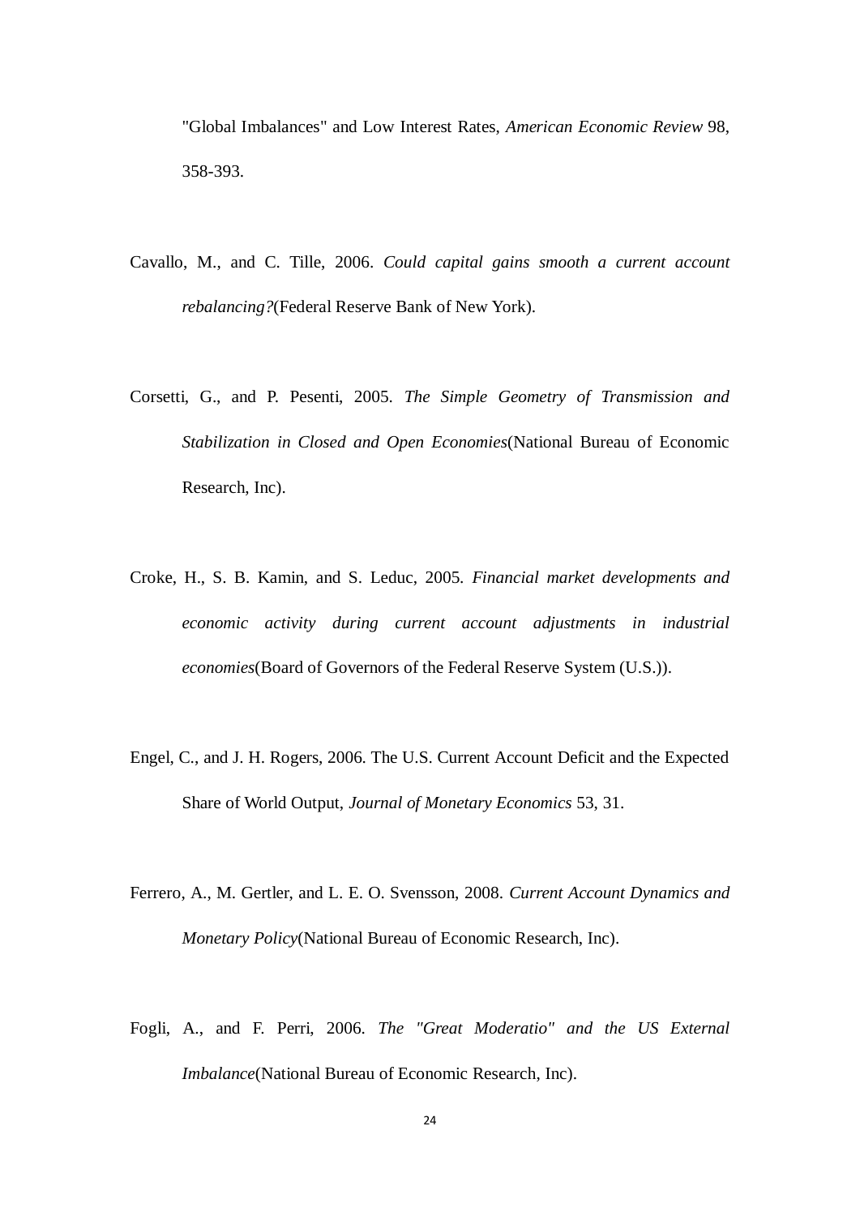"Global Imbalances" and Low Interest Rates, *American Economic Review* 98, 358-393.

Cavallo, M., and C. Tille, 2006. *Could capital gains smooth a current account rebalancing?*(Federal Reserve Bank of New York).

Corsetti, G., and P. Pesenti, 2005. *The Simple Geometry of Transmission and Stabilization in Closed and Open Economies*(National Bureau of Economic Research, Inc).

Croke, H., S. B. Kamin, and S. Leduc, 2005. *Financial market developments and economic activity during current account adjustments in industrial economies*(Board of Governors of the Federal Reserve System (U.S.)).

Engel, C., and J. H. Rogers, 2006. The U.S. Current Account Deficit and the Expected Share of World Output, *Journal of Monetary Economics* 53, 31.

Ferrero, A., M. Gertler, and L. E. O. Svensson, 2008. *Current Account Dynamics and Monetary Policy*(National Bureau of Economic Research, Inc).

Fogli, A., and F. Perri, 2006. *The "Great Moderatio" and the US External Imbalance*(National Bureau of Economic Research, Inc).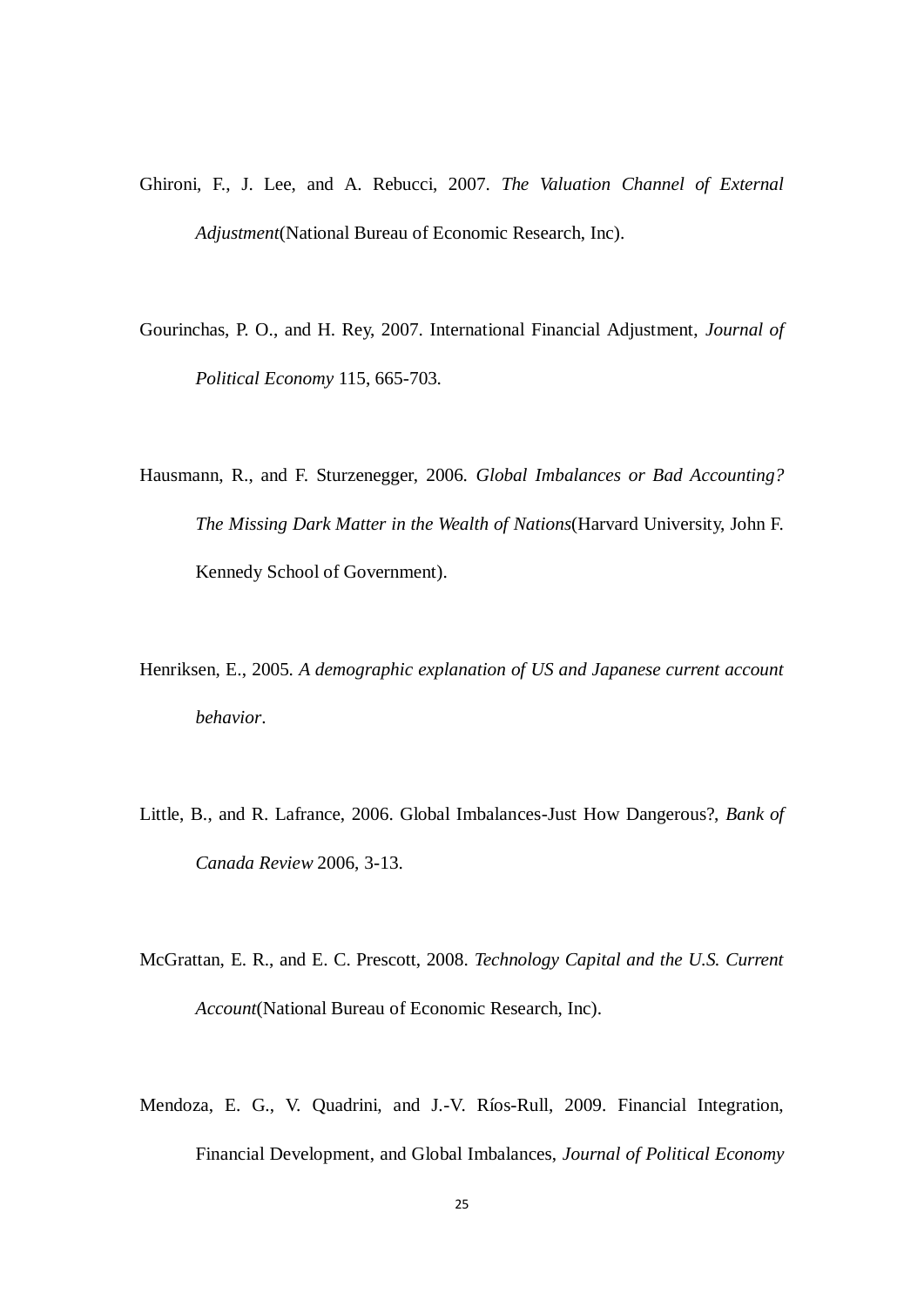Ghironi, F., J. Lee, and A. Rebucci, 2007. *The Valuation Channel of External Adjustment*(National Bureau of Economic Research, Inc).

Gourinchas, P. O., and H. Rey, 2007. International Financial Adjustment, *Journal of Political Economy* 115, 665-703.

Hausmann, R., and F. Sturzenegger, 2006. *Global Imbalances or Bad Accounting? The Missing Dark Matter in the Wealth of Nations*(Harvard University, John F. Kennedy School of Government).

Henriksen, E., 2005. *A demographic explanation of US and Japanese current account behavior*.

Little, B., and R. Lafrance, 2006. Global Imbalances-Just How Dangerous?, *Bank of Canada Review* 2006, 3-13.

McGrattan, E. R., and E. C. Prescott, 2008. *Technology Capital and the U.S. Current Account*(National Bureau of Economic Research, Inc).

Mendoza, E. G., V. Quadrini, and J.-V. Ríos-Rull, 2009. Financial Integration, Financial Development, and Global Imbalances, *Journal of Political Economy*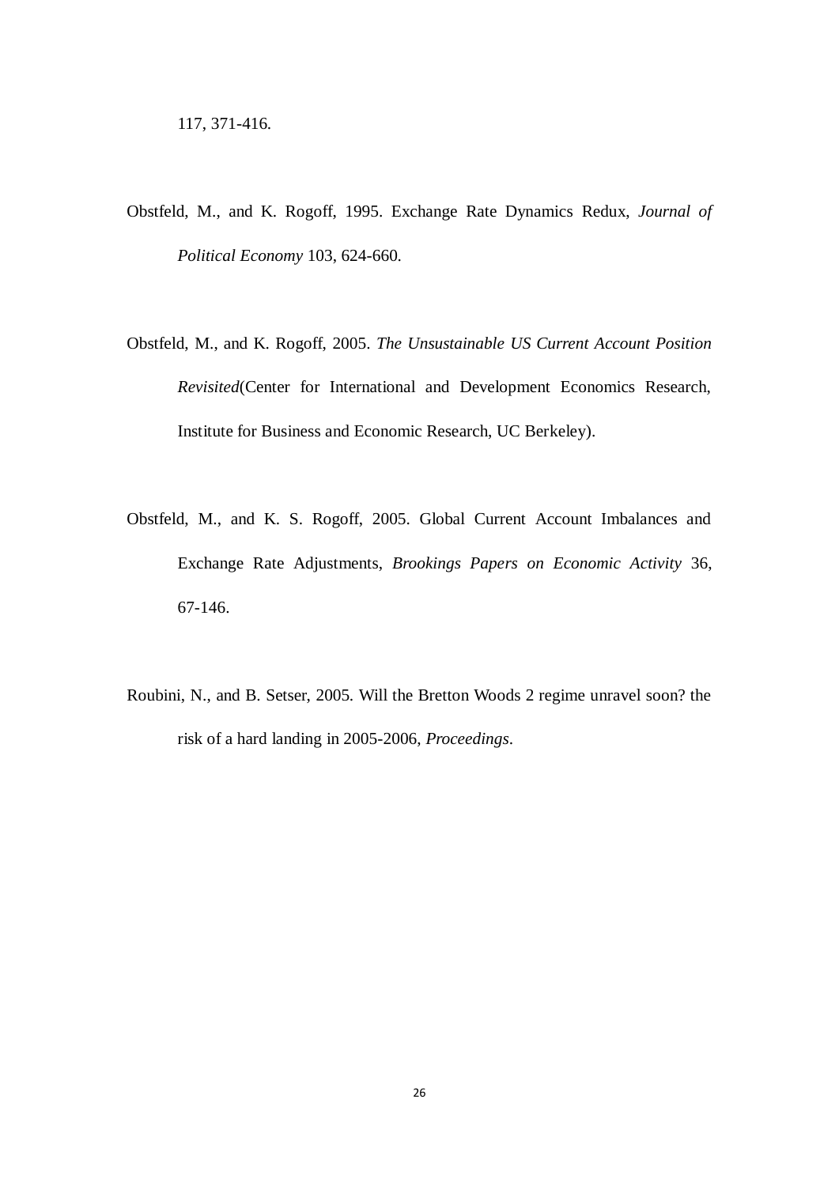117, 371-416.

Obstfeld, M., and K. Rogoff, 1995. Exchange Rate Dynamics Redux, *Journal of Political Economy* 103, 624-660.

Obstfeld, M., and K. Rogoff, 2005. *The Unsustainable US Current Account Position Revisited*(Center for International and Development Economics Research, Institute for Business and Economic Research, UC Berkeley).

Obstfeld, M., and K. S. Rogoff, 2005. Global Current Account Imbalances and Exchange Rate Adjustments, *Brookings Papers on Economic Activity* 36, 67-146.

Roubini, N., and B. Setser, 2005. Will the Bretton Woods 2 regime unravel soon? the risk of a hard landing in 2005-2006, *Proceedings*.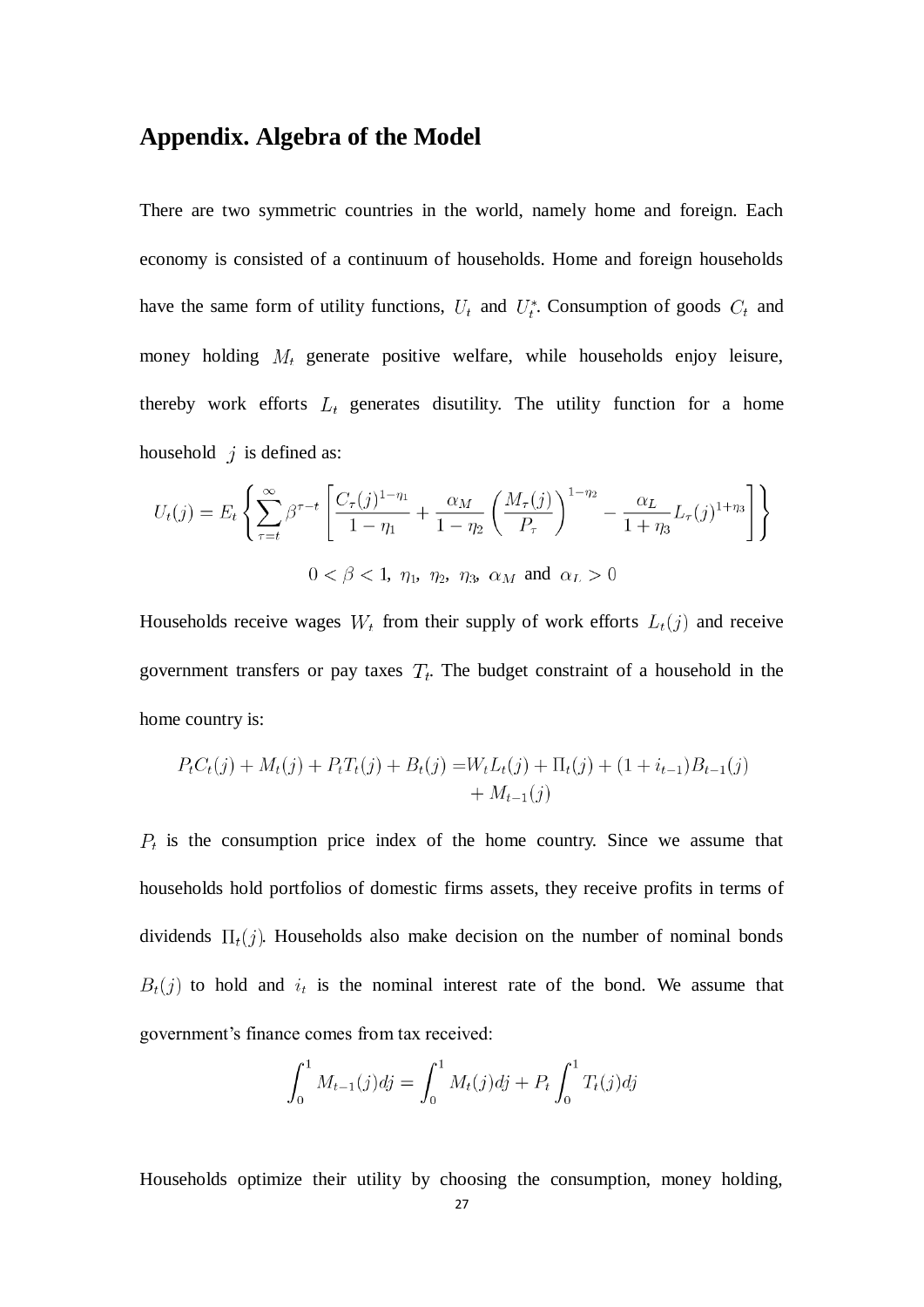## Appendix. Algebra of the Model

There are two symmetric countries in the world, namely home and foreign. Each economy is consisted of a continuum of households. Home and foreign households have the same form of utility functions, $U_t$ and $U_t^*$. Consumption of goods $C_t$ and money holding $M_t$ generate positive welfare, while households enjoy leisure, thereby work efforts $L_t$ generates disutility. The utility function for a home household $j$ is defined as:

$$U_t(j) = E_t \left\{ \sum_{\tau=t}^{\infty} \beta^{\tau-t} \left[ \frac{C_\tau(j)^{1-\eta_1}}{1-\eta_1} + \frac{\alpha_M}{1-\eta_2} \left( \frac{M_\tau(j)}{P_\tau} \right)^{1-\eta_2} - \frac{\alpha_L}{1+\eta_3} L_\tau(j)^{1+\eta_3} \right] \right\}$$

$$0 < \beta < 1,\ \eta_1,\ \eta_2,\ \eta_3,\ \alpha_M \text{ and } \alpha_L > 0$$

Households receive wages $W_t$ from their supply of work efforts $L_t(j)$ and receive government transfers or pay taxes $T_t$. The budget constraint of a household in the home country is:

$$P_t C_t(j) + M_t(j) + P_t T_t(j) + B_t(j) = W_t L_t(j) + \Pi_t(j) + (1+i_{t-1}) B_{t-1}(j) + M_{t-1}(j)$$

$P_t$ is the consumption price index of the home country. Since we assume that households hold portfolios of domestic firms assets, they receive profits in terms of dividends $\Pi_t(j)$. Households also make decision on the number of nominal bonds $B_t(j)$ to hold and $i_t$ is the nominal interest rate of the bond. We assume that government's finance comes from tax received:

$$\int_0^1 M_{t-1}(j)dj = \int_0^1 M_t(j)dj + P_t \int_0^1 T_t(j)dj$$

Households optimize their utility by choosing the consumption, money holding,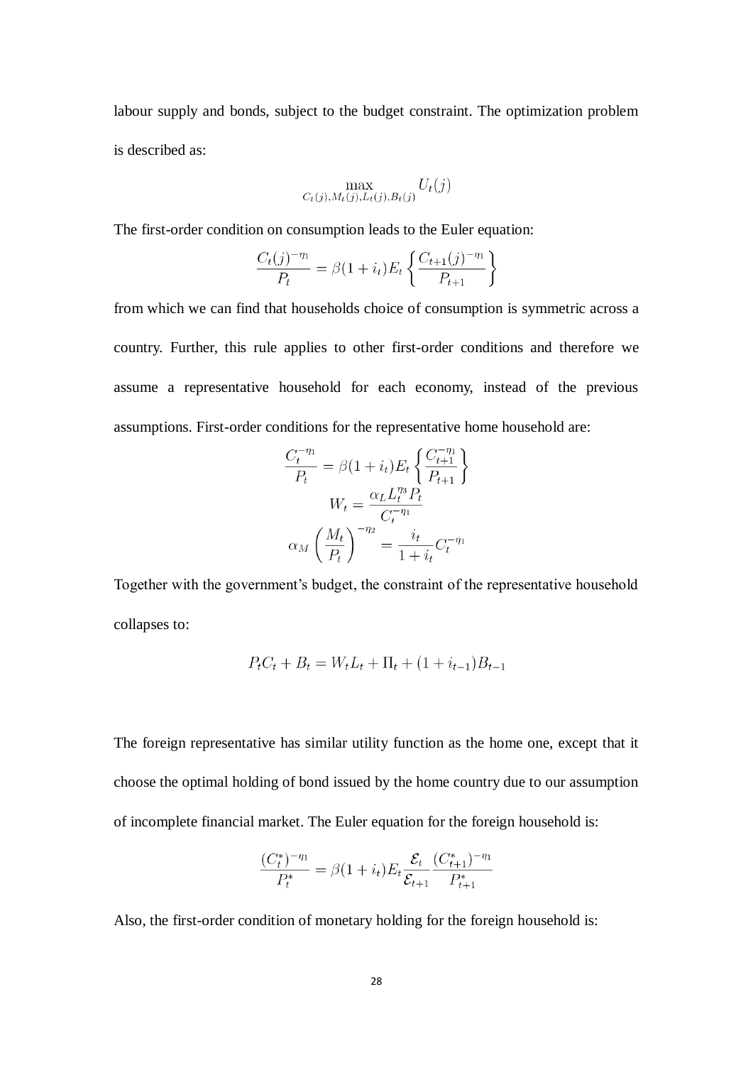labour supply and bonds, subject to the budget constraint. The optimization problem is described as:

$$\max_{C_t(j), M_t(j), L_t(j), B_t(j)} U_t(j)$$

The first-order condition on consumption leads to the Euler equation:

$$\frac{C_t(j)^{-\eta_1}}{P_t} = \beta(1+i_t)E_t\left\{\frac{C_{t+1}(j)^{-\eta_1}}{P_{t+1}}\right\}$$

from which we can find that households choice of consumption is symmetric across a country. Further, this rule applies to other first-order conditions and therefore we assume a representative household for each economy, instead of the previous assumptions. First-order conditions for the representative home household are:

$$\frac{C_t^{-\eta_1}}{P_t} = \beta(1+i_t)E_t\left\{\frac{C_{t+1}^{-\eta_1}}{P_{t+1}}\right\}$$

$$W_t = \frac{\alpha_L L_t^{\eta_3} P_t}{C_t^{-\eta_1}}$$

$$\alpha_M\left(\frac{M_t}{P_t}\right)^{-\eta_2} = \frac{i_t}{1+i_t}C_t^{-\eta_1}$$

Together with the government's budget, the constraint of the representative household collapses to:

$$P_t C_t + B_t = W_t L_t + \Pi_t + (1+i_{t-1})B_{t-1}$$

The foreign representative has similar utility function as the home one, except that it choose the optimal holding of bond issued by the home country due to our assumption of incomplete financial market. The Euler equation for the foreign household is:

$$\frac{(C_t^*)^{-\eta_1}}{P_t^*} = \beta(1+i_t)E_t\frac{\mathcal{E}_t}{\mathcal{E}_{t+1}}\frac{(C_{t+1}^*)^{-\eta_1}}{P_{t+1}^*}$$

Also, the first-order condition of monetary holding for the foreign household is: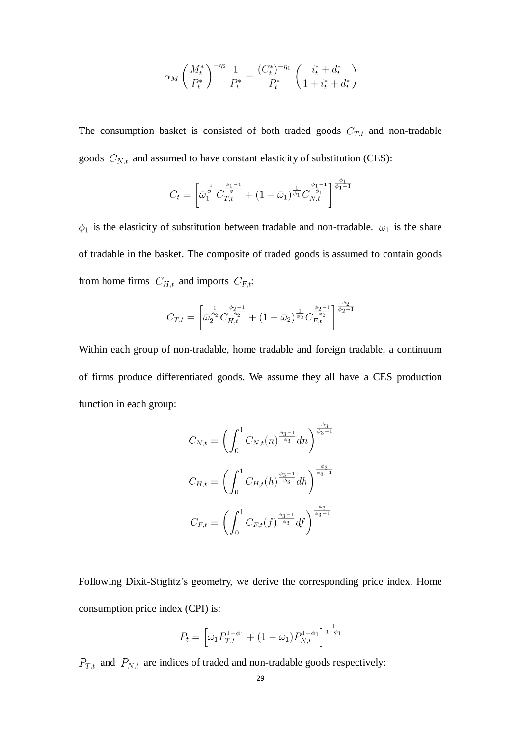$$\alpha_M \left(\frac{M_t^*}{P_t^*}\right)^{-\eta_2} \frac{1}{P_t^*} = \frac{(C_t^*)^{-\eta_1}}{P_t^*} \left(\frac{i_t^* + d_t^*}{1 + i_t^* + d_t^*}\right)$$

The consumption basket is consisted of both traded goods $C_{T,t}$ and non-tradable goods $C_{N,t}$ and assumed to have constant elasticity of substitution (CES):

$$C_t = \left[\bar{\omega}_1^{\frac{1}{\phi_1}} C_{T,t}^{\frac{\phi_1 - 1}{\phi_1}} + (1 - \bar{\omega}_1)^{\frac{1}{\phi_1}} C_{N,t}^{\frac{\phi_1 - 1}{\phi_1}}\right]^{\frac{\phi_1}{\phi_1 - 1}}$$

$\phi_1$ is the elasticity of substitution between tradable and non-tradable. $\bar{\omega}_1$ is the share of tradable in the basket. The composite of traded goods is assumed to contain goods from home firms $C_{H,t}$ and imports $C_{F,t}$:

$$C_{T,t} = \left[\bar{\omega}_2^{\frac{1}{\phi_2}} C_{H,t}^{\frac{\phi_2 - 1}{\phi_2}} + (1 - \bar{\omega}_2)^{\frac{1}{\phi_2}} C_{F,t}^{\frac{\phi_2 - 1}{\phi_2}}\right]^{\frac{\phi_2}{\phi_2 - 1}}$$

Within each group of non-tradable, home tradable and foreign tradable, a continuum of firms produce differentiated goods. We assume they all have a CES production function in each group:

$$C_{N,t} = \left(\int_0^1 C_{N,t}(n)^{\frac{\phi_3 - 1}{\phi_3}} dn\right)^{\frac{\phi_3}{\phi_3 - 1}}$$

$$C_{H,t} = \left(\int_0^1 C_{H,t}(h)^{\frac{\phi_3 - 1}{\phi_3}} dh\right)^{\frac{\phi_3}{\phi_3 - 1}}$$

$$C_{F,t} = \left(\int_0^1 C_{F,t}(f)^{\frac{\phi_3 - 1}{\phi_3}} df\right)^{\frac{\phi_3}{\phi_3 - 1}}$$

Following Dixit-Stiglitz's geometry, we derive the corresponding price index. Home consumption price index (CPI) is:

$$P_t = \left[\bar{\omega}_1 P_{T,t}^{1-\phi_1} + (1 - \bar{\omega}_1) P_{N,t}^{1-\phi_1}\right]^{\frac{1}{1-\phi_1}}$$

$P_{T,t}$ and $P_{N,t}$ are indices of traded and non-tradable goods respectively: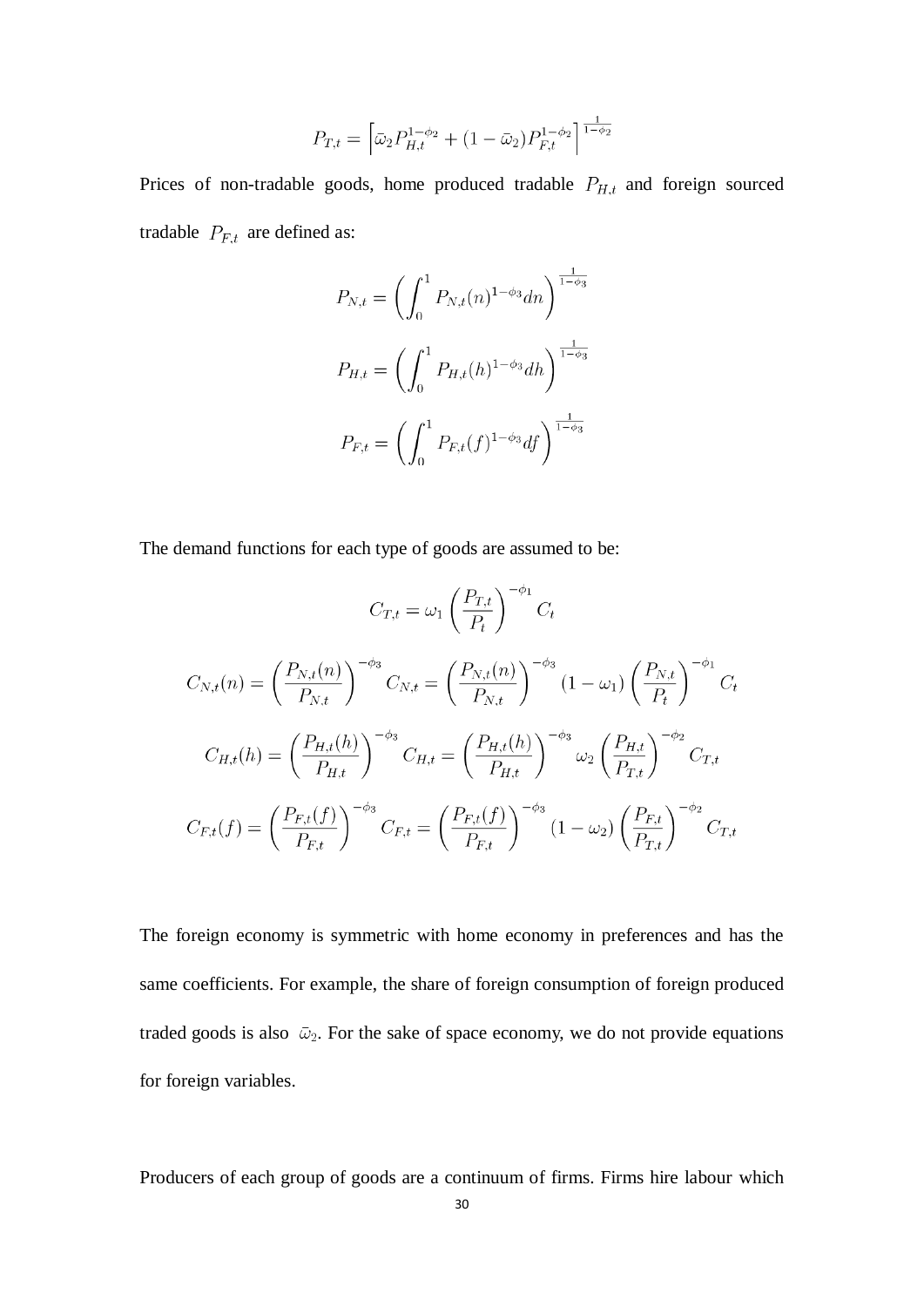$$P_{T,t} = \left[\bar{\omega}_2 P_{H,t}^{1-\phi_2} + (1-\bar{\omega}_2) P_{F,t}^{1-\phi_2}\right]^{\frac{1}{1-\phi_2}}$$

Prices of non-tradable goods, home produced tradable $P_{H,t}$ and foreign sourced tradable $P_{F,t}$ are defined as:

$$P_{N,t} = \left(\int_0^1 P_{N,t}(n)^{1-\phi_3} dn\right)^{\frac{1}{1-\phi_3}}$$

$$P_{H,t} = \left(\int_0^1 P_{H,t}(h)^{1-\phi_3} dh\right)^{\frac{1}{1-\phi_3}}$$

$$P_{F,t} = \left(\int_0^1 P_{F,t}(f)^{1-\phi_3} df\right)^{\frac{1}{1-\phi_3}}$$

The demand functions for each type of goods are assumed to be:

$$C_{T,t} = \omega_1 \left(\frac{P_{T,t}}{P_t}\right)^{-\phi_1} C_t$$

$$C_{N,t}(n) = \left(\frac{P_{N,t}(n)}{P_{N,t}}\right)^{-\phi_3} C_{N,t} = \left(\frac{P_{N,t}(n)}{P_{N,t}}\right)^{-\phi_3} (1-\omega_1) \left(\frac{P_{N,t}}{P_t}\right)^{-\phi_1} C_t$$

$$C_{H,t}(h) = \left(\frac{P_{H,t}(h)}{P_{H,t}}\right)^{-\phi_3} C_{H,t} = \left(\frac{P_{H,t}(h)}{P_{H,t}}\right)^{-\phi_3} \omega_2 \left(\frac{P_{H,t}}{P_{T,t}}\right)^{-\phi_2} C_{T,t}$$

$$C_{F,t}(f) = \left(\frac{P_{F,t}(f)}{P_{F,t}}\right)^{-\phi_3} C_{F,t} = \left(\frac{P_{F,t}(f)}{P_{F,t}}\right)^{-\phi_3} (1-\omega_2) \left(\frac{P_{F,t}}{P_{T,t}}\right)^{-\phi_2} C_{T,t}$$

The foreign economy is symmetric with home economy in preferences and has the same coefficients. For example, the share of foreign consumption of foreign produced traded goods is also $\bar{\omega}_2$. For the sake of space economy, we do not provide equations for foreign variables.

Producers of each group of goods are a continuum of firms. Firms hire labour which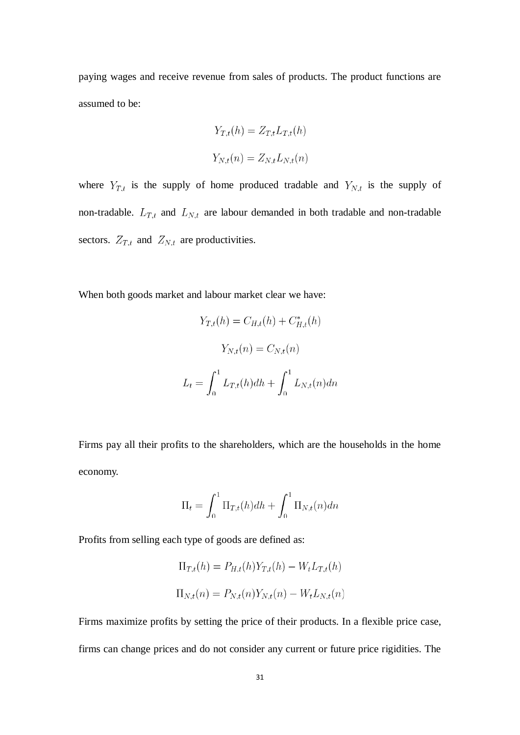paying wages and receive revenue from sales of products. The product functions are assumed to be:

$$Y_{T,t}(h) = Z_{T,t} L_{T,t}(h)$$

$$Y_{N,t}(n) = Z_{N,t} L_{N,t}(n)$$

where $Y_{T,t}$ is the supply of home produced tradable and $Y_{N,t}$ is the supply of non-tradable. $L_{T,t}$ and $L_{N,t}$ are labour demanded in both tradable and non-tradable sectors. $Z_{T,t}$ and $Z_{N,t}$ are productivities.

When both goods market and labour market clear we have:

$$Y_{T,t}(h) = C_{H,t}(h) + C^{*}_{H,t}(h)$$

$$Y_{N,t}(n) = C_{N,t}(n)$$

$$L_t = \int_0^1 L_{T,t}(h)dh + \int_0^1 L_{N,t}(n)dn$$

Firms pay all their profits to the shareholders, which are the households in the home economy.

$$\Pi_t = \int_0^1 \Pi_{T,t}(h)dh + \int_0^1 \Pi_{N,t}(n)dn$$

Profits from selling each type of goods are defined as:

$$\Pi_{T,t}(h) = P_{H,t}(h)Y_{T,t}(h) - W_t L_{T,t}(h)$$

$$\Pi_{N,t}(n) = P_{N,t}(n)Y_{N,t}(n) - W_t L_{N,t}(n)$$

Firms maximize profits by setting the price of their products. In a flexible price case, firms can change prices and do not consider any current or future price rigidities. The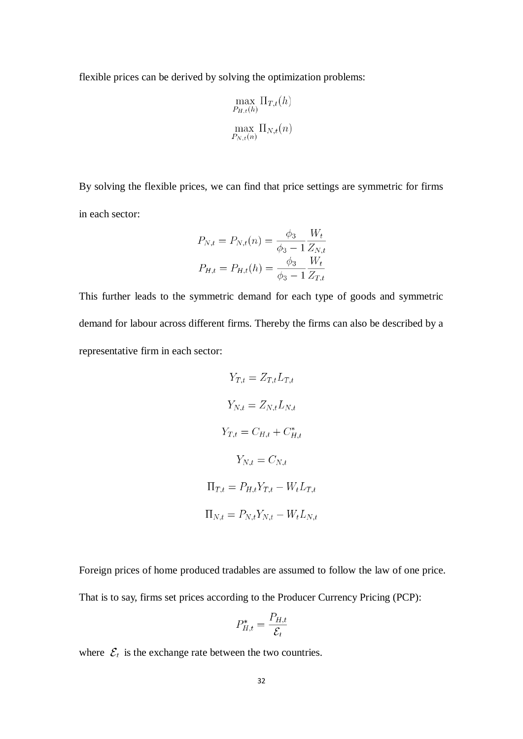flexible prices can be derived by solving the optimization problems:

$$\max_{P_{H,t}(h)} \Pi_{T,t}(h)$$

$$\max_{P_{N,t}(n)} \Pi_{N,t}(n)$$

By solving the flexible prices, we can find that price settings are symmetric for firms in each sector:

$$P_{N,t} = P_{N,t}(n) = \frac{\phi_3}{\phi_3 - 1}\frac{W_t}{Z_{N,t}}$$

$$P_{H,t} = P_{H,t}(h) = \frac{\phi_3}{\phi_3 - 1}\frac{W_t}{Z_{T,t}}$$

This further leads to the symmetric demand for each type of goods and symmetric demand for labour across different firms. Thereby the firms can also be described by a representative firm in each sector:

$$Y_{T,t} = Z_{T,t}L_{T,t}$$

$$Y_{N,t} = Z_{N,t}L_{N,t}$$

$$Y_{T,t} = C_{H,t} + C^{*}_{H,t}$$

$$Y_{N,t} = C_{N,t}$$

$$\Pi_{T,t} = P_{H,t}Y_{T,t} - W_t L_{T,t}$$

$$\Pi_{N,t} = P_{N,t}Y_{N,t} - W_t L_{N,t}$$

Foreign prices of home produced tradables are assumed to follow the law of one price. That is to say, firms set prices according to the Producer Currency Pricing (PCP):

$$P^{*}_{H,t} = \frac{P_{H,t}}{\mathcal{E}_t}$$

where $\mathcal{E}_t$ is the exchange rate between the two countries.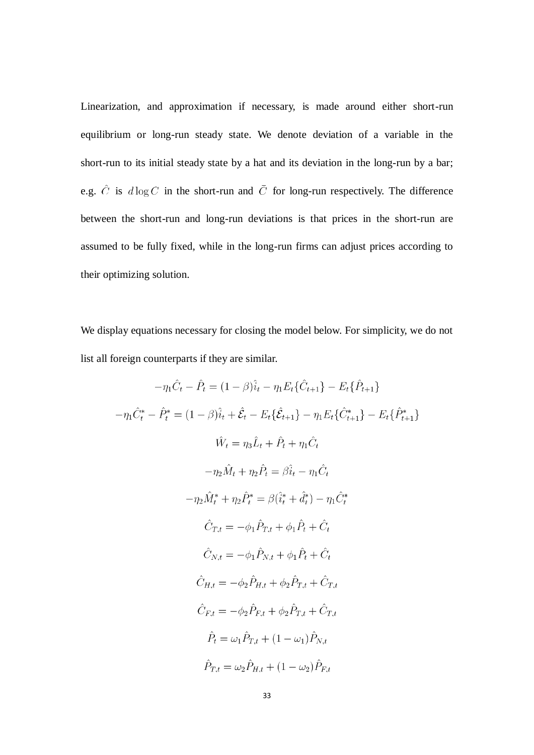Linearization, and approximation if necessary, is made around either short-run equilibrium or long-run steady state. We denote deviation of a variable in the short-run to its initial steady state by a hat and its deviation in the long-run by a bar; e.g. $\hat{C}$ is $d\log C$ in the short-run and $\bar{C}$ for long-run respectively. The difference between the short-run and long-run deviations is that prices in the short-run are assumed to be fully fixed, while in the long-run firms can adjust prices according to their optimizing solution.

We display equations necessary for closing the model below. For simplicity, we do not list all foreign counterparts if they are similar.

$$-\eta_1 \hat{C}_t - \hat{P}_t = (1-\beta)\hat{i}_t - \eta_1 E_t\{\hat{C}_{t+1}\} - E_t\{\hat{P}_{t+1}\}$$

$$-\eta_1 \hat{C}^*_t - \hat{P}^*_t = (1-\beta)\hat{i}_t + \hat{\mathcal{E}}_t - E_t\{\hat{\mathcal{E}}_{t+1}\} - \eta_1 E_t\{\hat{C}^*_{t+1}\} - E_t\{\hat{P}^*_{t+1}\}$$

$$\hat{W}_t = \eta_3 \hat{L}_t + \hat{P}_t + \eta_1 \hat{C}_t$$

$$-\eta_2 \hat{M}_t + \eta_2 \hat{P}_t = \beta \hat{i}_t - \eta_1 \hat{C}_t$$

$$-\eta_2 \hat{M}^*_t + \eta_2 \hat{P}^*_t = \beta(\hat{i}^*_t + \hat{d}^*_t) - \eta_1 \hat{C}^*_t$$

$$\hat{C}_{T,t} = -\phi_1 \hat{P}_{T,t} + \phi_1 \hat{P}_t + \hat{C}_t$$

$$\hat{C}_{N,t} = -\phi_1 \hat{P}_{N,t} + \phi_1 \hat{P}_t + \hat{C}_t$$

$$\hat{C}_{H,t} = -\phi_2 \hat{P}_{H,t} + \phi_2 \hat{P}_{T,t} + \hat{C}_{T,t}$$

$$\hat{C}_{F,t} = -\phi_2 \hat{P}_{F,t} + \phi_2 \hat{P}_{T,t} + \hat{C}_{T,t}$$

$$\hat{P}_t = \omega_1 \hat{P}_{T,t} + (1-\omega_1)\hat{P}_{N,t}$$

$$\hat{P}_{T,t} = \omega_2 \hat{P}_{H,t} + (1-\omega_2)\hat{P}_{F,t}$$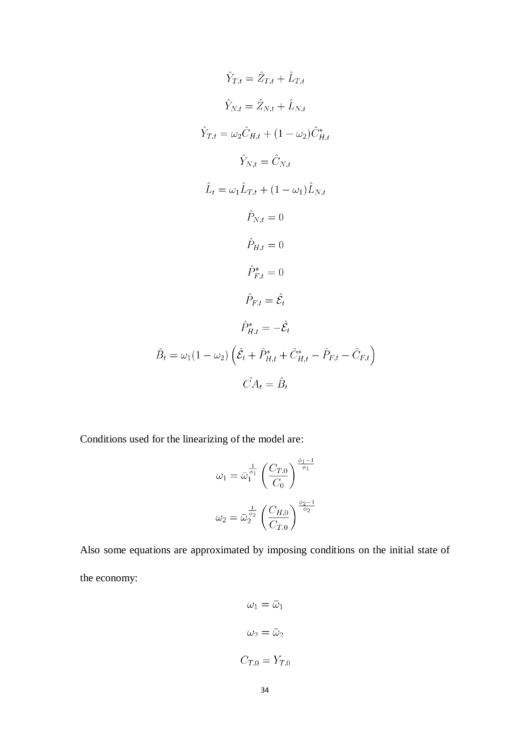$$\hat{Y}_{T,t} = \hat{Z}_{T,t} + \hat{L}_{T,t}$$

$$\hat{Y}_{N,t} = \hat{Z}_{N,t} + \hat{L}_{N,t}$$

$$\hat{Y}_{T,t} = \omega_2 \hat{C}_{H,t} + (1 - \omega_2)\hat{C}^*_{H,t}$$

$$\hat{Y}_{N,t} = \hat{C}_{N,t}$$

$$\hat{L}_t = \omega_1 \hat{L}_{T,t} + (1 - \omega_1)\hat{L}_{N,t}$$

$$\hat{P}_{N,t} = 0$$

$$\hat{P}_{H,t} = 0$$

$$\hat{P}^*_{F,t} = 0$$

$$\hat{P}_{F,t} = \hat{\mathcal{E}}_t$$

$$\hat{P}^*_{H,t} = -\hat{\mathcal{E}}_t$$

$$\hat{B}_t = \omega_1(1 - \omega_2)\left(\hat{\mathcal{E}}_t + \hat{P}^*_{H,t} + \hat{C}^*_{H,t} - \hat{P}_{F,t} - \hat{C}_{F,t}\right)$$

$$\hat{CA}_t = \hat{B}_t$$

Conditions used for the linearizing of the model are:

$$\omega_1 = \bar{\omega}_1^{\frac{1}{\phi_1}} \left(\frac{C_{T,0}}{C_0}\right)^{\frac{\phi_1 - 1}{\phi_1}}$$

$$\omega_2 = \bar{\omega}_2^{\frac{1}{\phi_2}} \left(\frac{C_{H,0}}{C_{T,0}}\right)^{\frac{\phi_2 - 1}{\phi_2}}$$

Also some equations are approximated by imposing conditions on the initial state of the economy:

$$\omega_1 = \bar{\omega}_1$$

$$\omega_2 = \bar{\omega}_2$$

$$C_{T,0} = Y_{T,0}$$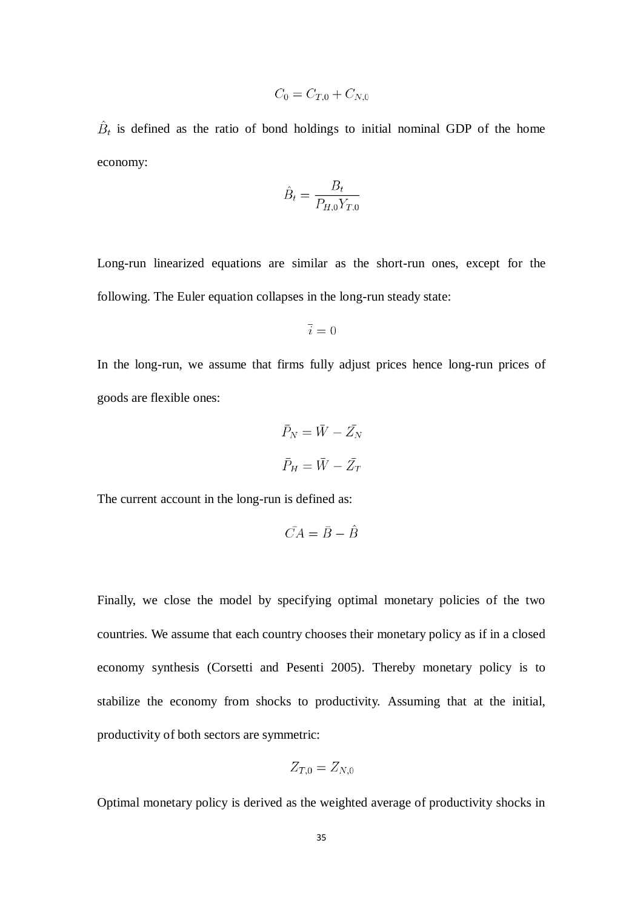$$C_0 = C_{T,0} + C_{N,0}$$

$\hat{B}_t$ is defined as the ratio of bond holdings to initial nominal GDP of the home economy:

$$\hat{B}_t = \frac{B_t}{P_{H,0} Y_{T,0}}$$

Long-run linearized equations are similar as the short-run ones, except for the following. The Euler equation collapses in the long-run steady state:

$$\bar{i} = 0$$

In the long-run, we assume that firms fully adjust prices hence long-run prices of goods are flexible ones:

$$\bar{P}_N = \bar{W} - \bar{Z}_N$$

$$\bar{P}_H = \bar{W} - \bar{Z}_T$$

The current account in the long-run is defined as:

$$\bar{CA} = \bar{B} - \hat{B}$$

Finally, we close the model by specifying optimal monetary policies of the two countries. We assume that each country chooses their monetary policy as if in a closed economy synthesis (Corsetti and Pesenti 2005). Thereby monetary policy is to stabilize the economy from shocks to productivity. Assuming that at the initial, productivity of both sectors are symmetric:

$$Z_{T,0} = Z_{N,0}$$

Optimal monetary policy is derived as the weighted average of productivity shocks in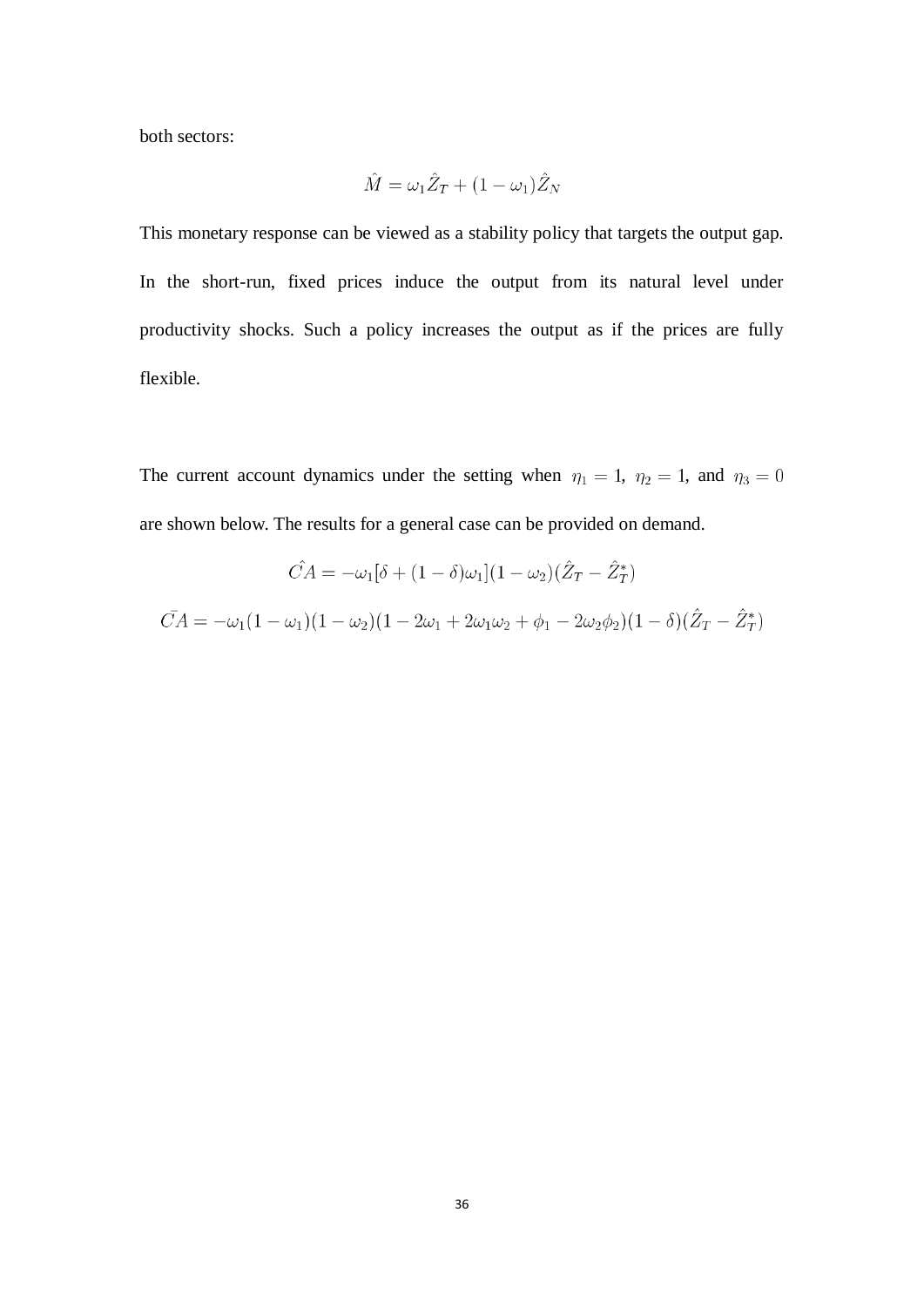both sectors:

$$\hat{M} = \omega_1 \hat{Z}_T + (1-\omega_1)\hat{Z}_N$$

This monetary response can be viewed as a stability policy that targets the output gap. In the short-run, fixed prices induce the output from its natural level under productivity shocks. Such a policy increases the output as if the prices are fully flexible.

The current account dynamics under the setting when $\eta_1 = 1$, $\eta_2 = 1$, and $\eta_3 = 0$ are shown below. The results for a general case can be provided on demand.

$$\hat{CA} = -\omega_1[\delta + (1-\delta)\omega_1](1-\omega_2)(\hat{Z}_T - \hat{Z}_T^*)$$

$$\bar{CA} = -\omega_1(1-\omega_1)(1-\omega_2)(1-2\omega_1+2\omega_1\omega_2+\phi_1-2\omega_2\phi_2)(1-\delta)(\hat{Z}_T - \hat{Z}_T^*)$$